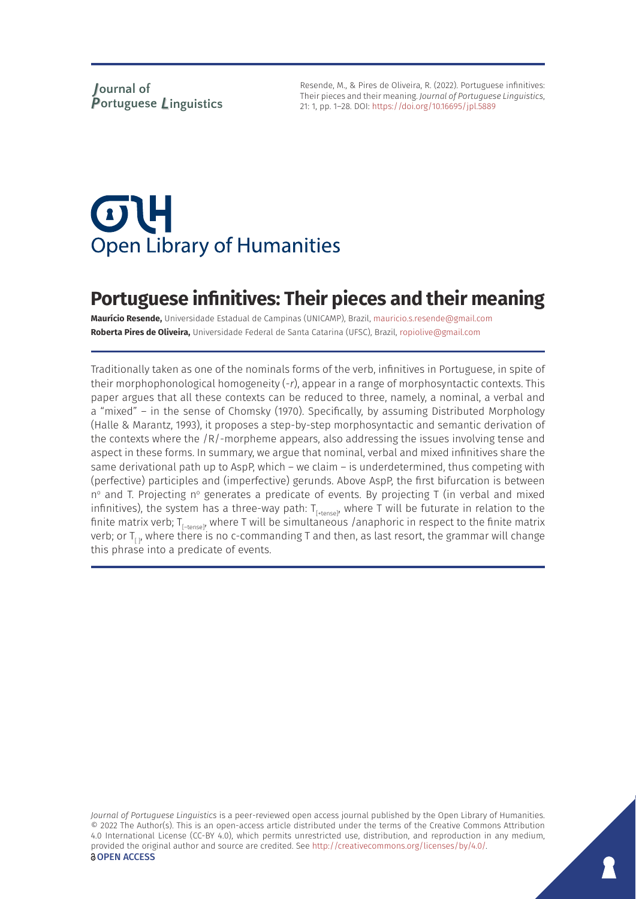Resende, M., & Pires de Oliveira, R. (2022). Portuguese infinitives: Their pieces and their meaning. *Journal of Portuguese Linguistics*, 21: 1, pp. 1–28. DOI: https://doi.org/10.16695/jpl.5889

# Portuguese infinitives: Their pieces and their meaning

**Maurício Resende,** Universidade Estadual de Campinas (UNICAMP), Brazil, mauricio.s.resende@gmail.com
**Roberta Pires de Oliveira,** Universidade Federal de Santa Catarina (UFSC), Brazil, ropiolive@gmail.com

Traditionally taken as one of the nominals forms of the verb, infinitives in Portuguese, in spite of their morphophonological homogeneity (*-r*), appear in a range of morphosyntactic contexts. This paper argues that all these contexts can be reduced to three, namely, a nominal, a verbal and a "mixed" – in the sense of Chomsky (1970). Specifically, by assuming Distributed Morphology (Halle & Marantz, 1993), it proposes a step-by-step morphosyntactic and semantic derivation of the contexts where the /R/-morpheme appears, also addressing the issues involving tense and aspect in these forms. In summary, we argue that nominal, verbal and mixed infinitives share the same derivational path up to AspP, which – we claim – is underdetermined, thus competing with (perfective) participles and (imperfective) gerunds. Above AspP, the first bifurcation is between n° and T. Projecting n° generates a predicate of events. By projecting T (in verbal and mixed infinitives), the system has a three-way path: $T_{[+tense]}$, where T will be futurate in relation to the finite matrix verb; $T_{[-tense]}$, where T will be simultaneous /anaphoric in respect to the finite matrix verb; or $T_{[\,]}$, where there is no c-commanding T and then, as last resort, the grammar will change this phrase into a predicate of events.

*Journal of Portuguese Linguistics* is a peer-reviewed open access journal published by the Open Library of Humanities. © 2022 The Author(s). This is an open-access article distributed under the terms of the Creative Commons Attribution 4.0 International License (CC-BY 4.0), which permits unrestricted use, distribution, and reproduction in any medium, provided the original author and source are credited. See http://creativecommons.org/licenses/by/4.0/.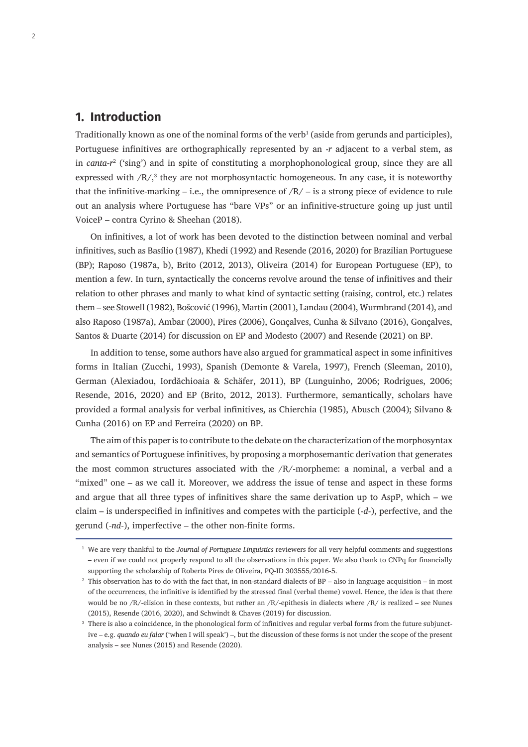## 1. Introduction

Traditionally known as one of the nominal forms of the verb[1] (aside from gerunds and participles), Portuguese infinitives are orthographically represented by an *-r* adjacent to a verbal stem, as in *canta-r*[2] ('sing') and in spite of constituting a morphophonological group, since they are all expressed with /R/,[3] they are not morphosyntactic homogeneous. In any case, it is noteworthy that the infinitive-marking – i.e., the omnipresence of /R/ – is a strong piece of evidence to rule out an analysis where Portuguese has "bare VPs" or an infinitive-structure going up just until VoiceP – contra Cyrino & Sheehan (2018).

On infinitives, a lot of work has been devoted to the distinction between nominal and verbal infinitives, such as Basílio (1987), Khedi (1992) and Resende (2016, 2020) for Brazilian Portuguese (BP); Raposo (1987a, b), Brito (2012, 2013), Oliveira (2014) for European Portuguese (EP), to mention a few. In turn, syntactically the concerns revolve around the tense of infinitives and their relation to other phrases and manly to what kind of syntactic setting (raising, control, etc.) relates them – see Stowell (1982), Bošcović (1996), Martin (2001), Landau (2004), Wurmbrand (2014), and also Raposo (1987a), Ambar (2000), Pires (2006), Gonçalves, Cunha & Silvano (2016), Gonçalves, Santos & Duarte (2014) for discussion on EP and Modesto (2007) and Resende (2021) on BP.

In addition to tense, some authors have also argued for grammatical aspect in some infinitives forms in Italian (Zucchi, 1993), Spanish (Demonte & Varela, 1997), French (Sleeman, 2010), German (Alexiadou, Iordăchioaia & Schäfer, 2011), BP (Lunguinho, 2006; Rodrigues, 2006; Resende, 2016, 2020) and EP (Brito, 2012, 2013). Furthermore, semantically, scholars have provided a formal analysis for verbal infinitives, as Chierchia (1985), Abusch (2004); Silvano & Cunha (2016) on EP and Ferreira (2020) on BP.

The aim of this paper is to contribute to the debate on the characterization of the morphosyntax and semantics of Portuguese infinitives, by proposing a morphosemantic derivation that generates the most common structures associated with the /R/-morpheme: a nominal, a verbal and a "mixed" one – as we call it. Moreover, we address the issue of tense and aspect in these forms and argue that all three types of infinitives share the same derivation up to AspP, which – we claim – is underspecified in infinitives and competes with the participle (*-d-*), perfective, and the gerund (*-nd-*), imperfective – the other non-finite forms.

---

[1] We are very thankful to the *Journal of Portuguese Linguistics* reviewers for all very helpful comments and suggestions – even if we could not properly respond to all the observations in this paper. We also thank to CNPq for financially supporting the scholarship of Roberta Pires de Oliveira, PQ-ID 303555/2016-5.

[2] This observation has to do with the fact that, in non-standard dialects of BP – also in language acquisition – in most of the occurrences, the infinitive is identified by the stressed final (verbal theme) vowel. Hence, the idea is that there would be no /R/-elision in these contexts, but rather an /R/-epithesis in dialects where /R/ is realized – see Nunes (2015), Resende (2016, 2020), and Schwindt & Chaves (2019) for discussion.

[3] There is also a coincidence, in the phonological form of infinitives and regular verbal forms from the future subjunctive – e.g. *quando eu falar* ('when I will speak') –, but the discussion of these forms is not under the scope of the present analysis – see Nunes (2015) and Resende (2020).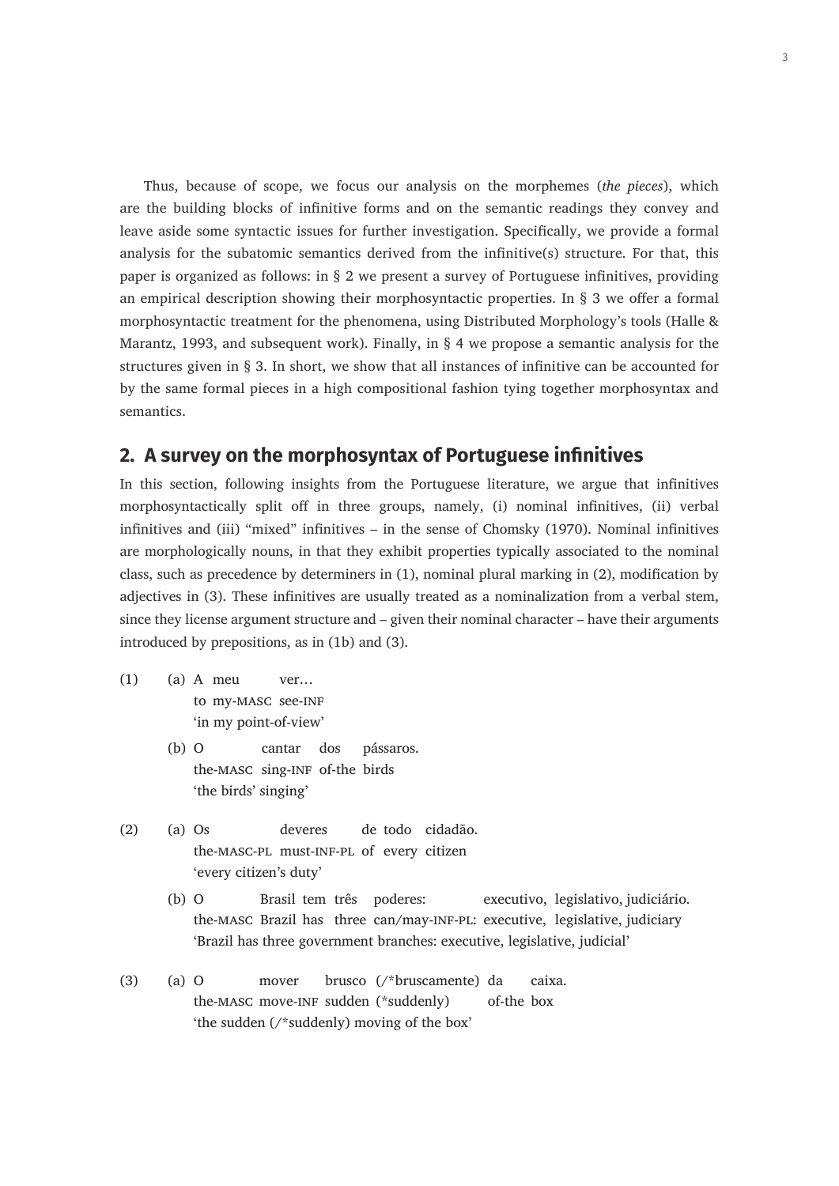Thus, because of scope, we focus our analysis on the morphemes (*the pieces*), which are the building blocks of infinitive forms and on the semantic readings they convey and leave aside some syntactic issues for further investigation. Specifically, we provide a formal analysis for the subatomic semantics derived from the infinitive(s) structure. For that, this paper is organized as follows: in § 2 we present a survey of Portuguese infinitives, providing an empirical description showing their morphosyntactic properties. In § 3 we offer a formal morphosyntactic treatment for the phenomena, using Distributed Morphology's tools (Halle & Marantz, 1993, and subsequent work). Finally, in § 4 we propose a semantic analysis for the structures given in § 3. In short, we show that all instances of infinitive can be accounted for by the same formal pieces in a high compositional fashion tying together morphosyntax and semantics.

## 2. A survey on the morphosyntax of Portuguese infinitives

In this section, following insights from the Portuguese literature, we argue that infinitives morphosyntactically split off in three groups, namely, (i) nominal infinitives, (ii) verbal infinitives and (iii) "mixed" infinitives – in the sense of Chomsky (1970). Nominal infinitives are morphologically nouns, in that they exhibit properties typically associated to the nominal class, such as precedence by determiners in (1), nominal plural marking in (2), modification by adjectives in (3). These infinitives are usually treated as a nominalization from a verbal stem, since they license argument structure and – given their nominal character – have their arguments introduced by prepositions, as in (1b) and (3).

(1) (a) A meu ver…
to my-MASC see-INF
'in my point-of-view'

(b) O cantar dos pássaros.
the-MASC sing-INF of-the birds
'the birds' singing'

(2) (a) Os deveres de todo cidadão.
the-MASC-PL must-INF-PL of every citizen
'every citizen's duty'

(b) O Brasil tem três poderes: executivo, legislativo, judiciário.
the-MASC Brazil has three can/may-INF-PL: executive, legislative, judiciary
'Brazil has three government branches: executive, legislative, judicial'

(3) (a) O mover brusco (/*bruscamente) da caixa.
the-MASC move-INF sudden (*suddenly) of-the box
'the sudden (/*suddenly) moving of the box'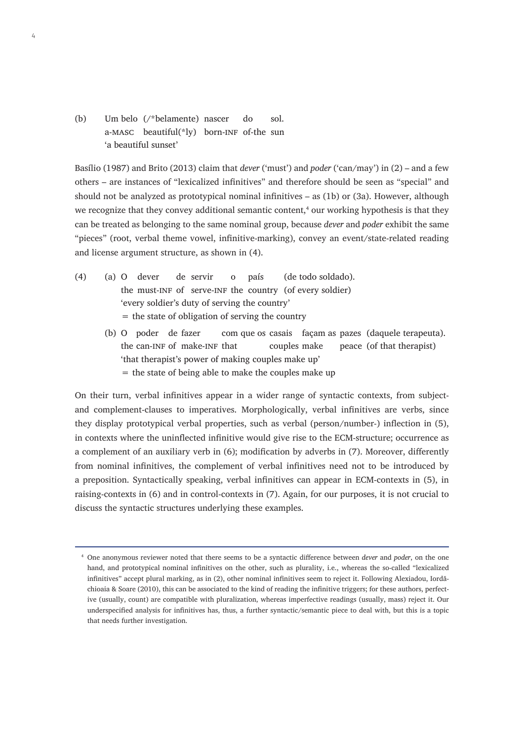(b) Um belo (/*belamente) nascer do sol.
a-MASC beautiful(*ly) born-INF of-the sun
'a beautiful sunset'

Basílio (1987) and Brito (2013) claim that *dever* ('must') and *poder* ('can/may') in (2) – and a few others – are instances of "lexicalized infinitives" and therefore should be seen as "special" and should not be analyzed as prototypical nominal infinitives – as (1b) or (3a). However, although we recognize that they convey additional semantic content,[4] our working hypothesis is that they can be treated as belonging to the same nominal group, because *dever* and *poder* exhibit the same "pieces" (root, verbal theme vowel, infinitive-marking), convey an event/state-related reading and license argument structure, as shown in (4).

(4) (a) O dever de servir o país (de todo soldado).
the must-INF of serve-INF the country (of every soldier)
'every soldier's duty of serving the country'
= the state of obligation of serving the country

(b) O poder de fazer com que os casais façam as pazes (daquele terapeuta).
the can-INF of make-INF that couples make peace (of that therapist)
'that therapist's power of making couples make up'
= the state of being able to make the couples make up

On their turn, verbal infinitives appear in a wider range of syntactic contexts, from subject- and complement-clauses to imperatives. Morphologically, verbal infinitives are verbs, since they display prototypical verbal properties, such as verbal (person/number-) inflection in (5), in contexts where the uninflected infinitive would give rise to the ECM-structure; occurrence as a complement of an auxiliary verb in (6); modification by adverbs in (7). Moreover, differently from nominal infinitives, the complement of verbal infinitives need not to be introduced by a preposition. Syntactically speaking, verbal infinitives can appear in ECM-contexts in (5), in raising-contexts in (6) and in control-contexts in (7). Again, for our purposes, it is not crucial to discuss the syntactic structures underlying these examples.

---

[4] One anonymous reviewer noted that there seems to be a syntactic difference between *dever* and *poder*, on the one hand, and prototypical nominal infinitives on the other, such as plurality, i.e., whereas the so-called "lexicalized infinitives" accept plural marking, as in (2), other nominal infinitives seem to reject it. Following Alexiadou, Iordăchioaia & Soare (2010), this can be associated to the kind of reading the infinitive triggers; for these authors, perfective (usually, count) are compatible with pluralization, whereas imperfective readings (usually, mass) reject it. Our underspecified analysis for infinitives has, thus, a further syntactic/semantic piece to deal with, but this is a topic that needs further investigation.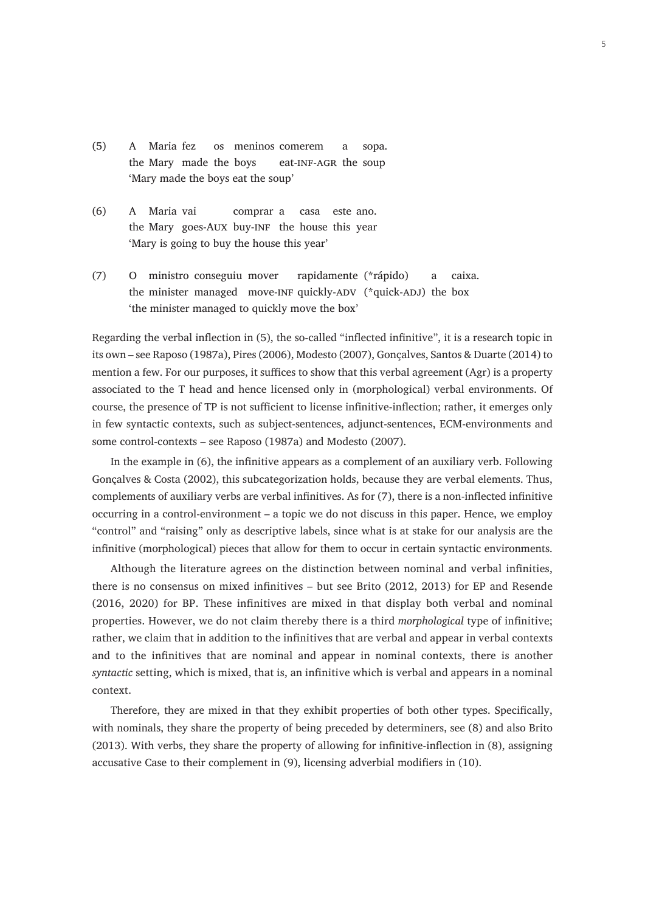(5) A Maria fez os meninos comerem a sopa.
the Mary made the boys eat-INF-AGR the soup
'Mary made the boys eat the soup'

(6) A Maria vai comprar a casa este ano.
the Mary goes-AUX buy-INF the house this year
'Mary is going to buy the house this year'

(7) O ministro conseguiu mover rapidamente (*rápido) a caixa.
the minister managed move-INF quickly-ADV (*quick-ADJ) the box
'the minister managed to quickly move the box'

Regarding the verbal inflection in (5), the so-called "inflected infinitive", it is a research topic in its own – see Raposo (1987a), Pires (2006), Modesto (2007), Gonçalves, Santos & Duarte (2014) to mention a few. For our purposes, it suffices to show that this verbal agreement (Agr) is a property associated to the T head and hence licensed only in (morphological) verbal environments. Of course, the presence of TP is not sufficient to license infinitive-inflection; rather, it emerges only in few syntactic contexts, such as subject-sentences, adjunct-sentences, ECM-environments and some control-contexts – see Raposo (1987a) and Modesto (2007).

In the example in (6), the infinitive appears as a complement of an auxiliary verb. Following Gonçalves & Costa (2002), this subcategorization holds, because they are verbal elements. Thus, complements of auxiliary verbs are verbal infinitives. As for (7), there is a non-inflected infinitive occurring in a control-environment – a topic we do not discuss in this paper. Hence, we employ "control" and "raising" only as descriptive labels, since what is at stake for our analysis are the infinitive (morphological) pieces that allow for them to occur in certain syntactic environments.

Although the literature agrees on the distinction between nominal and verbal infinities, there is no consensus on mixed infinitives – but see Brito (2012, 2013) for EP and Resende (2016, 2020) for BP. These infinitives are mixed in that display both verbal and nominal properties. However, we do not claim thereby there is a third *morphological* type of infinitive; rather, we claim that in addition to the infinitives that are verbal and appear in verbal contexts and to the infinitives that are nominal and appear in nominal contexts, there is another *syntactic* setting, which is mixed, that is, an infinitive which is verbal and appears in a nominal context.

Therefore, they are mixed in that they exhibit properties of both other types. Specifically, with nominals, they share the property of being preceded by determiners, see (8) and also Brito (2013). With verbs, they share the property of allowing for infinitive-inflection in (8), assigning accusative Case to their complement in (9), licensing adverbial modifiers in (10).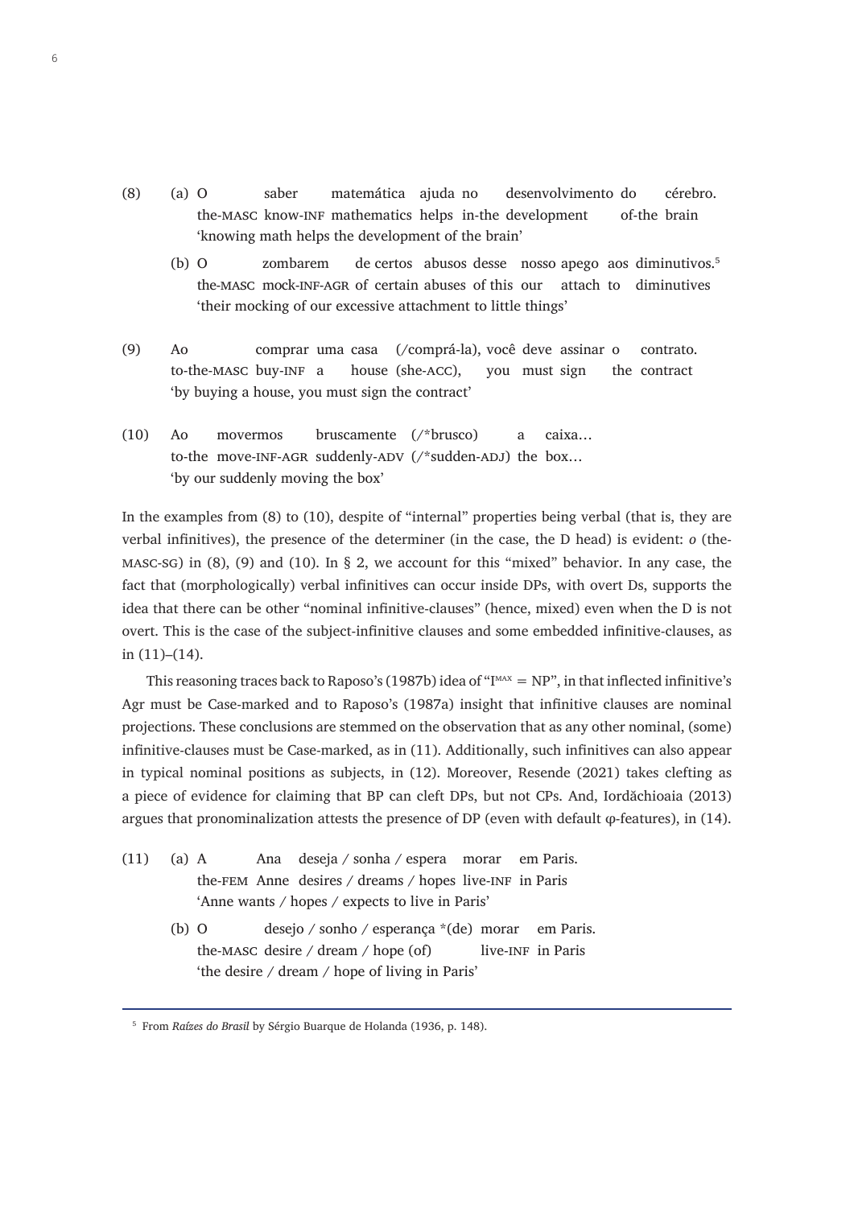(8) (a) O saber matemática ajuda no desenvolvimento do cérebro.
the-MASC know-INF mathematics helps in-the development of-the brain
'knowing math helps the development of the brain'

(b) O zombarem de certos abusos desse nosso apego aos diminutivos.[5]
the-MASC mock-INF-AGR of certain abuses of this our attach to diminutives
'their mocking of our excessive attachment to little things'

(9) Ao comprar uma casa (/comprá-la), você deve assinar o contrato.
to-the-MASC buy-INF a house (she-ACC), you must sign the contract
'by buying a house, you must sign the contract'

(10) Ao movermos bruscamente (/*brusco) a caixa…
to-the move-INF-AGR suddenly-ADV (/*sudden-ADJ) the box…
'by our suddenly moving the box'

In the examples from (8) to (10), despite of "internal" properties being verbal (that is, they are verbal infinitives), the presence of the determiner (in the case, the D head) is evident: *o* (the-MASC-SG) in (8), (9) and (10). In § 2, we account for this "mixed" behavior. In any case, the fact that (morphologically) verbal infinitives can occur inside DPs, with overt Ds, supports the idea that there can be other "nominal infinitive-clauses" (hence, mixed) even when the D is not overt. This is the case of the subject-infinitive clauses and some embedded infinitive-clauses, as in (11)–(14).

This reasoning traces back to Raposo's (1987b) idea of "$I^{MAX}$ = NP", in that inflected infinitive's Agr must be Case-marked and to Raposo's (1987a) insight that infinitive clauses are nominal projections. These conclusions are stemmed on the observation that as any other nominal, (some) infinitive-clauses must be Case-marked, as in (11). Additionally, such infinitives can also appear in typical nominal positions as subjects, in (12). Moreover, Resende (2021) takes clefting as a piece of evidence for claiming that BP can cleft DPs, but not CPs. And, Iordăchioaia (2013) argues that pronominalization attests the presence of DP (even with default φ-features), in (14).

(11) (a) A Ana deseja / sonha / espera morar em Paris.
the-FEM Anne desires / dreams / hopes live-INF in Paris
'Anne wants / hopes / expects to live in Paris'

(b) O desejo / sonho / esperança *(de) morar em Paris.
the-MASC desire / dream / hope (of) live-INF in Paris
'the desire / dream / hope of living in Paris'

[5] From *Raízes do Brasil* by Sérgio Buarque de Holanda (1936, p. 148).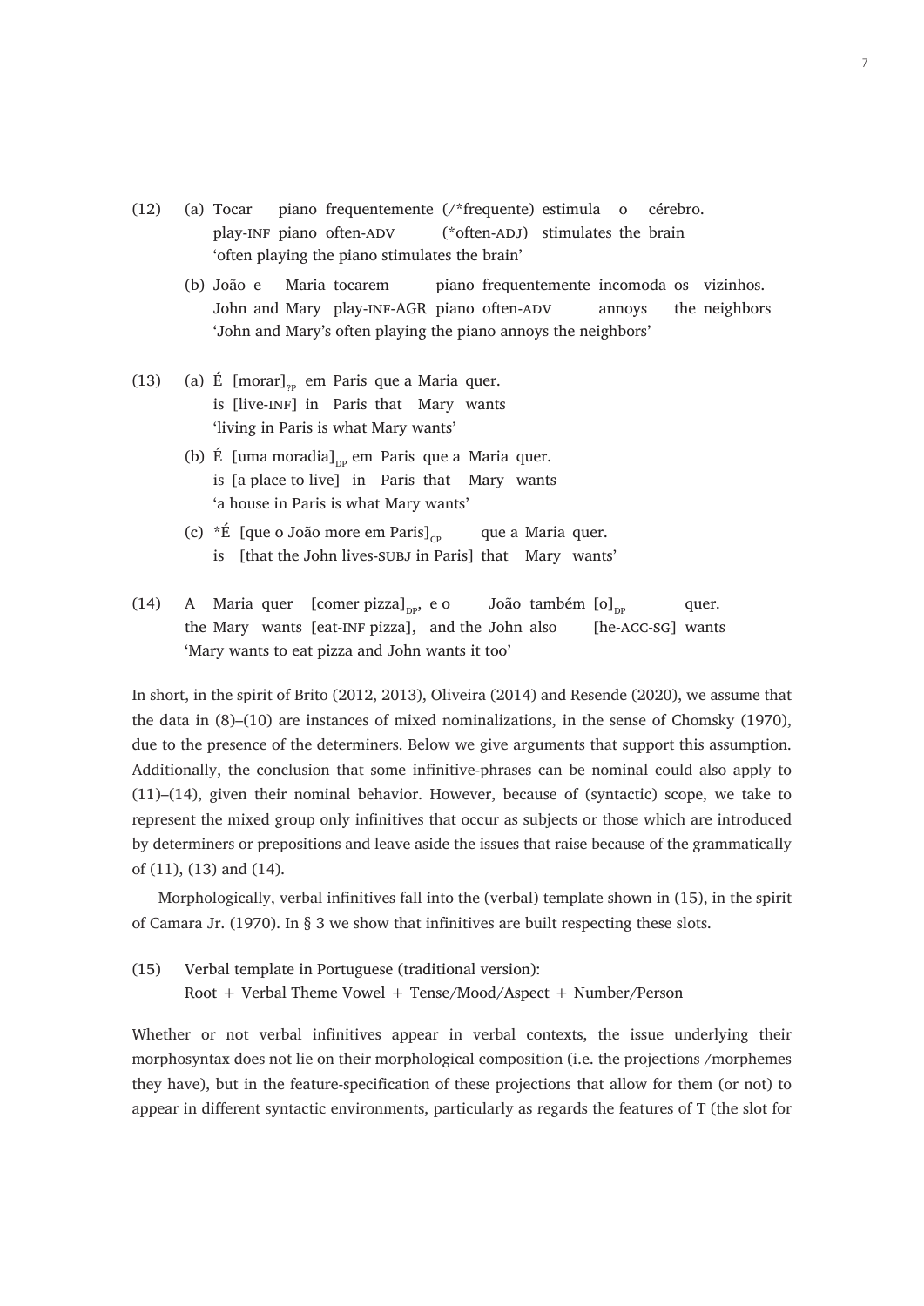(12) (a) Tocar piano frequentemente (/*frequente) estimula o cérebro.
play-INF piano often-ADV (*often-ADJ) stimulates the brain
'often playing the piano stimulates the brain'

(b) João e Maria tocarem piano frequentemente incomoda os vizinhos.
John and Mary play-INF-AGR piano often-ADV annoys the neighbors
'John and Mary's often playing the piano annoys the neighbors'

(13) (a) É [morar]$_{?P}$ em Paris que a Maria quer.
is [live-INF] in Paris that Mary wants
'living in Paris is what Mary wants'

(b) É [uma moradia]$_{DP}$ em Paris que a Maria quer.
is [a place to live] in Paris that Mary wants
'a house in Paris is what Mary wants'

(c) *É [que o João more em Paris]$_{CP}$ que a Maria quer.
is [that the John lives-SUBJ in Paris] that Mary wants'

(14) A Maria quer [comer pizza]$_{DP}$, e o João também [o]$_{DP}$ quer.
the Mary wants [eat-INF pizza], and the John also [he-ACC-SG] wants
'Mary wants to eat pizza and John wants it too'

In short, in the spirit of Brito (2012, 2013), Oliveira (2014) and Resende (2020), we assume that the data in (8)–(10) are instances of mixed nominalizations, in the sense of Chomsky (1970), due to the presence of the determiners. Below we give arguments that support this assumption. Additionally, the conclusion that some infinitive-phrases can be nominal could also apply to (11)–(14), given their nominal behavior. However, because of (syntactic) scope, we take to represent the mixed group only infinitives that occur as subjects or those which are introduced by determiners or prepositions and leave aside the issues that raise because of the grammatically of (11), (13) and (14).

Morphologically, verbal infinitives fall into the (verbal) template shown in (15), in the spirit of Camara Jr. (1970). In § 3 we show that infinitives are built respecting these slots.

(15) Verbal template in Portuguese (traditional version):
Root + Verbal Theme Vowel + Tense/Mood/Aspect + Number/Person

Whether or not verbal infinitives appear in verbal contexts, the issue underlying their morphosyntax does not lie on their morphological composition (i.e. the projections /morphemes they have), but in the feature-specification of these projections that allow for them (or not) to appear in different syntactic environments, particularly as regards the features of T (the slot for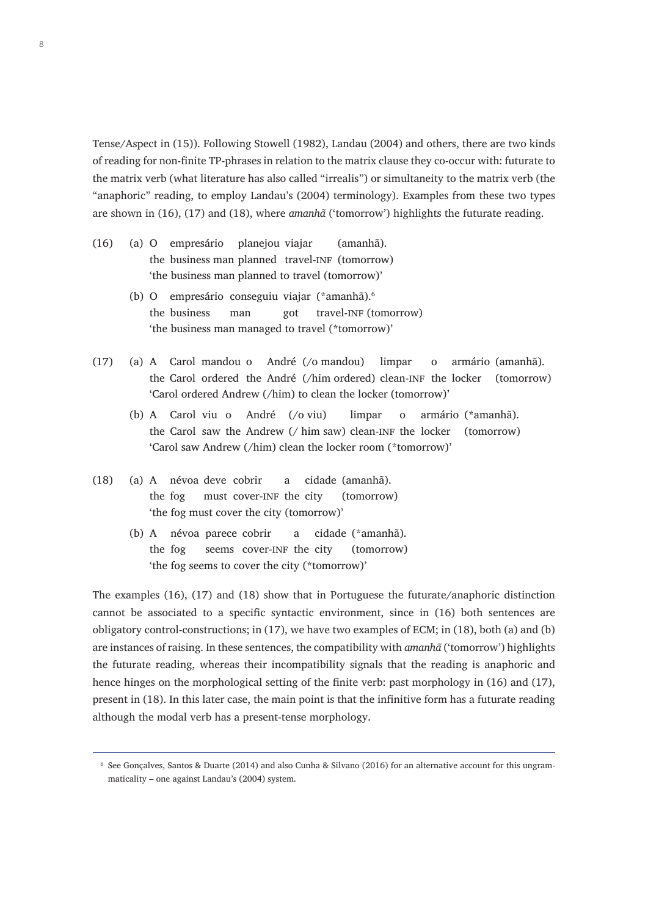Tense/Aspect in (15)). Following Stowell (1982), Landau (2004) and others, there are two kinds of reading for non-finite TP-phrases in relation to the matrix clause they co-occur with: futurate to the matrix verb (what literature has also called "irrealis") or simultaneity to the matrix verb (the "anaphoric" reading, to employ Landau's (2004) terminology). Examples from these two types are shown in (16), (17) and (18), where *amanhã* ('tomorrow') highlights the futurate reading.

(16) (a) O empresário planejou viajar (amanhã).
the business man planned travel-INF (tomorrow)
'the business man planned to travel (tomorrow)'

(b) O empresário conseguiu viajar (*amanhã).[6]
the business man got travel-INF (tomorrow)
'the business man managed to travel (*tomorrow)'

(17) (a) A Carol mandou o André (/o mandou) limpar o armário (amanhã).
the Carol ordered the André (/him ordered) clean-INF the locker (tomorrow)
'Carol ordered Andrew (/him) to clean the locker (tomorrow)'

(b) A Carol viu o André (/o viu) limpar o armário (*amanhã).
the Carol saw the Andrew (/ him saw) clean-INF the locker (tomorrow)
'Carol saw Andrew (/him) clean the locker room (*tomorrow)'

(18) (a) A névoa deve cobrir a cidade (amanhã).
the fog must cover-INF the city (tomorrow)
'the fog must cover the city (tomorrow)'

(b) A névoa parece cobrir a cidade (*amanhã).
the fog seems cover-INF the city (tomorrow)
'the fog seems to cover the city (*tomorrow)'

The examples (16), (17) and (18) show that in Portuguese the futurate/anaphoric distinction cannot be associated to a specific syntactic environment, since in (16) both sentences are obligatory control-constructions; in (17), we have two examples of ECM; in (18), both (a) and (b) are instances of raising. In these sentences, the compatibility with *amanhã* ('tomorrow') highlights the futurate reading, whereas their incompatibility signals that the reading is anaphoric and hence hinges on the morphological setting of the finite verb: past morphology in (16) and (17), present in (18). In this later case, the main point is that the infinitive form has a futurate reading although the modal verb has a present-tense morphology.

---

[6] See Gonçalves, Santos & Duarte (2014) and also Cunha & Silvano (2016) for an alternative account for this ungrammaticality – one against Landau's (2004) system.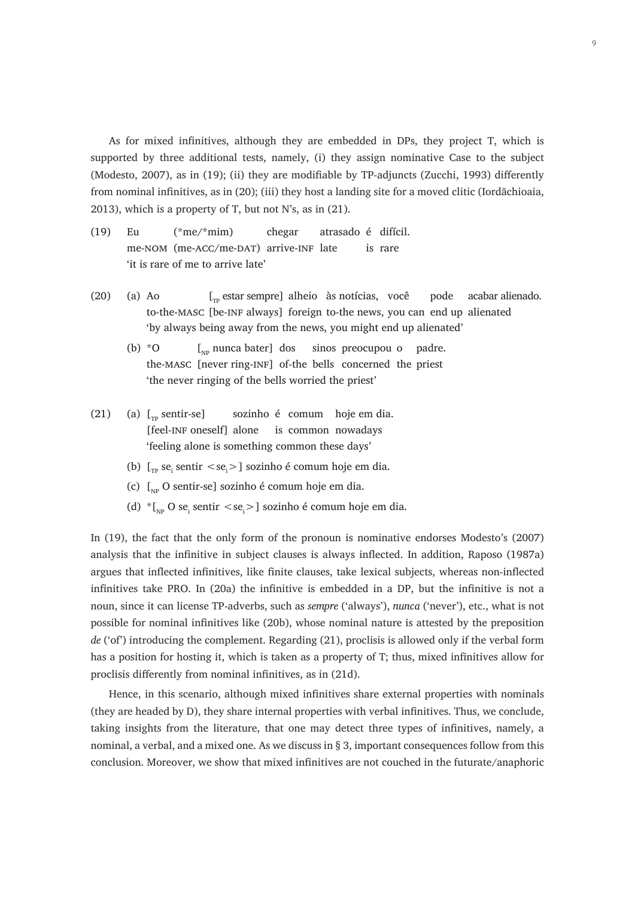As for mixed infinitives, although they are embedded in DPs, they project T, which is supported by three additional tests, namely, (i) they assign nominative Case to the subject (Modesto, 2007), as in (19); (ii) they are modifiable by TP-adjuncts (Zucchi, 1993) differently from nominal infinitives, as in (20); (iii) they host a landing site for a moved clitic (Iordăchioaia, 2013), which is a property of T, but not N's, as in (21).

(19) Eu (*me/*mim) chegar atrasado é difícil.
me-NOM (me-ACC/me-DAT) arrive-INF late is rare
'it is rare of me to arrive late'

(20) (a) Ao [$_{TP}$ estar sempre] alheio às notícias, você pode acabar alienado.
to-the-MASC [be-INF always] foreign to-the news, you can end up alienated
'by always being away from the news, you might end up alienated'

(b) *O [$_{NP}$ nunca bater] dos sinos preocupou o padre.
the-MASC [never ring-INF] of-the bells concerned the priest
'the never ringing of the bells worried the priest'

(21) (a) [$_{TP}$ sentir-se] sozinho é comum hoje em dia.
[feel-INF oneself] alone is common nowadays
'feeling alone is something common these days'

(b) [$_{TP}$ se$_i$ sentir <se$_i$>] sozinho é comum hoje em dia.

(c) [$_{NP}$ O sentir-se] sozinho é comum hoje em dia.

(d) *[$_{NP}$ O se$_i$ sentir <se$_i$>] sozinho é comum hoje em dia.

In (19), the fact that the only form of the pronoun is nominative endorses Modesto's (2007) analysis that the infinitive in subject clauses is always inflected. In addition, Raposo (1987a) argues that inflected infinitives, like finite clauses, take lexical subjects, whereas non-inflected infinitives take PRO. In (20a) the infinitive is embedded in a DP, but the infinitive is not a noun, since it can license TP-adverbs, such as *sempre* ('always'), *nunca* ('never'), etc., what is not possible for nominal infinitives like (20b), whose nominal nature is attested by the preposition *de* ('of') introducing the complement. Regarding (21), proclisis is allowed only if the verbal form has a position for hosting it, which is taken as a property of T; thus, mixed infinitives allow for proclisis differently from nominal infinitives, as in (21d).

Hence, in this scenario, although mixed infinitives share external properties with nominals (they are headed by D), they share internal properties with verbal infinitives. Thus, we conclude, taking insights from the literature, that one may detect three types of infinitives, namely, a nominal, a verbal, and a mixed one. As we discuss in § 3, important consequences follow from this conclusion. Moreover, we show that mixed infinitives are not couched in the futurate/anaphoric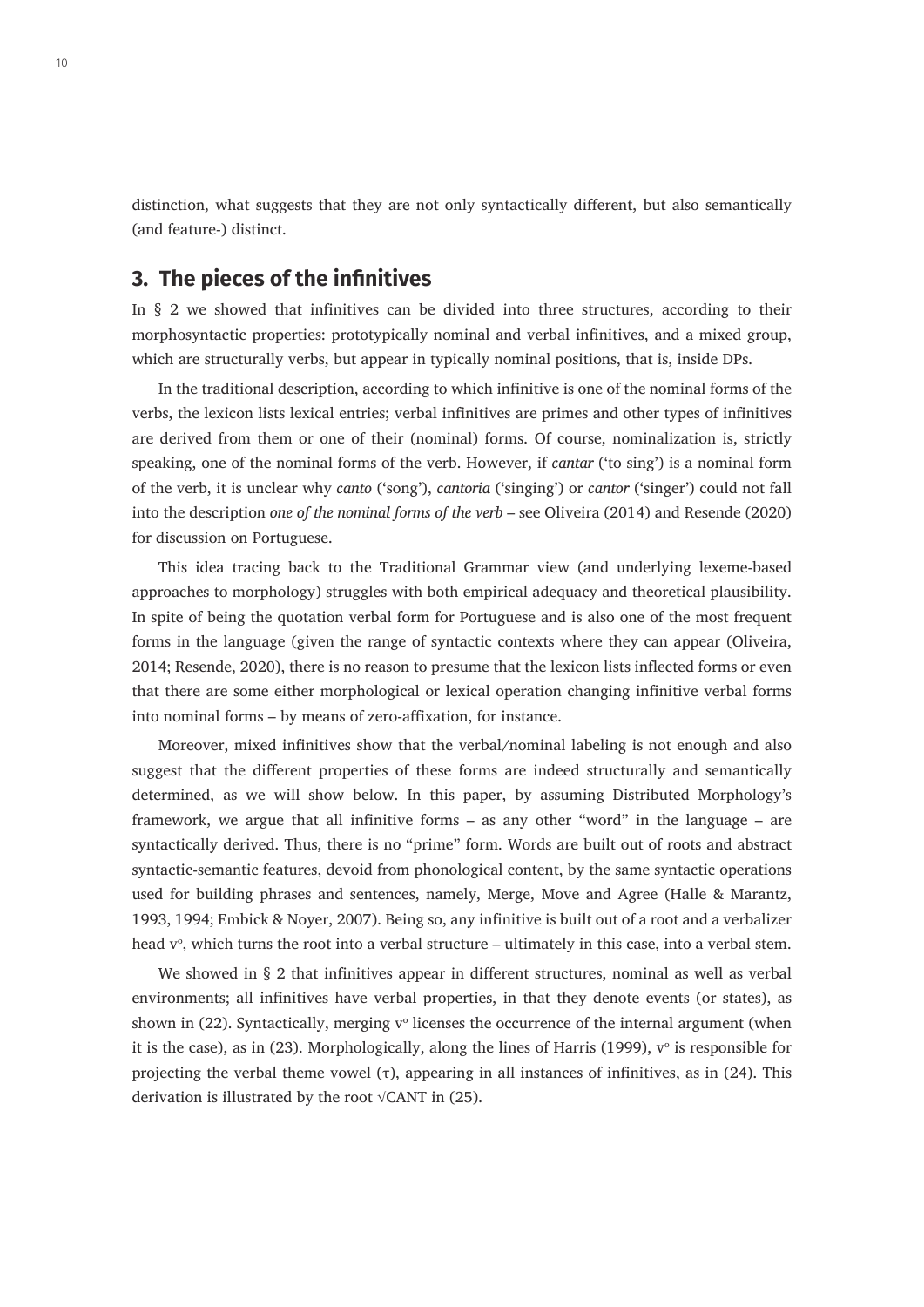distinction, what suggests that they are not only syntactically different, but also semantically (and feature-) distinct.

## 3. The pieces of the infinitives

In § 2 we showed that infinitives can be divided into three structures, according to their morphosyntactic properties: prototypically nominal and verbal infinitives, and a mixed group, which are structurally verbs, but appear in typically nominal positions, that is, inside DPs.

In the traditional description, according to which infinitive is one of the nominal forms of the verbs, the lexicon lists lexical entries; verbal infinitives are primes and other types of infinitives are derived from them or one of their (nominal) forms. Of course, nominalization is, strictly speaking, one of the nominal forms of the verb. However, if *cantar* ('to sing') is a nominal form of the verb, it is unclear why *canto* ('song'), *cantoria* ('singing') or *cantor* ('singer') could not fall into the description *one of the nominal forms of the verb* – see Oliveira (2014) and Resende (2020) for discussion on Portuguese.

This idea tracing back to the Traditional Grammar view (and underlying lexeme-based approaches to morphology) struggles with both empirical adequacy and theoretical plausibility. In spite of being the quotation verbal form for Portuguese and is also one of the most frequent forms in the language (given the range of syntactic contexts where they can appear (Oliveira, 2014; Resende, 2020), there is no reason to presume that the lexicon lists inflected forms or even that there are some either morphological or lexical operation changing infinitive verbal forms into nominal forms – by means of zero-affixation, for instance.

Moreover, mixed infinitives show that the verbal/nominal labeling is not enough and also suggest that the different properties of these forms are indeed structurally and semantically determined, as we will show below. In this paper, by assuming Distributed Morphology's framework, we argue that all infinitive forms – as any other "word" in the language – are syntactically derived. Thus, there is no "prime" form. Words are built out of roots and abstract syntactic-semantic features, devoid from phonological content, by the same syntactic operations used for building phrases and sentences, namely, Merge, Move and Agree (Halle & Marantz, 1993, 1994; Embick & Noyer, 2007). Being so, any infinitive is built out of a root and a verbalizer head v°, which turns the root into a verbal structure – ultimately in this case, into a verbal stem.

We showed in § 2 that infinitives appear in different structures, nominal as well as verbal environments; all infinitives have verbal properties, in that they denote events (or states), as shown in (22). Syntactically, merging v° licenses the occurrence of the internal argument (when it is the case), as in (23). Morphologically, along the lines of Harris (1999), v° is responsible for projecting the verbal theme vowel (τ), appearing in all instances of infinitives, as in (24). This derivation is illustrated by the root √CANT in (25).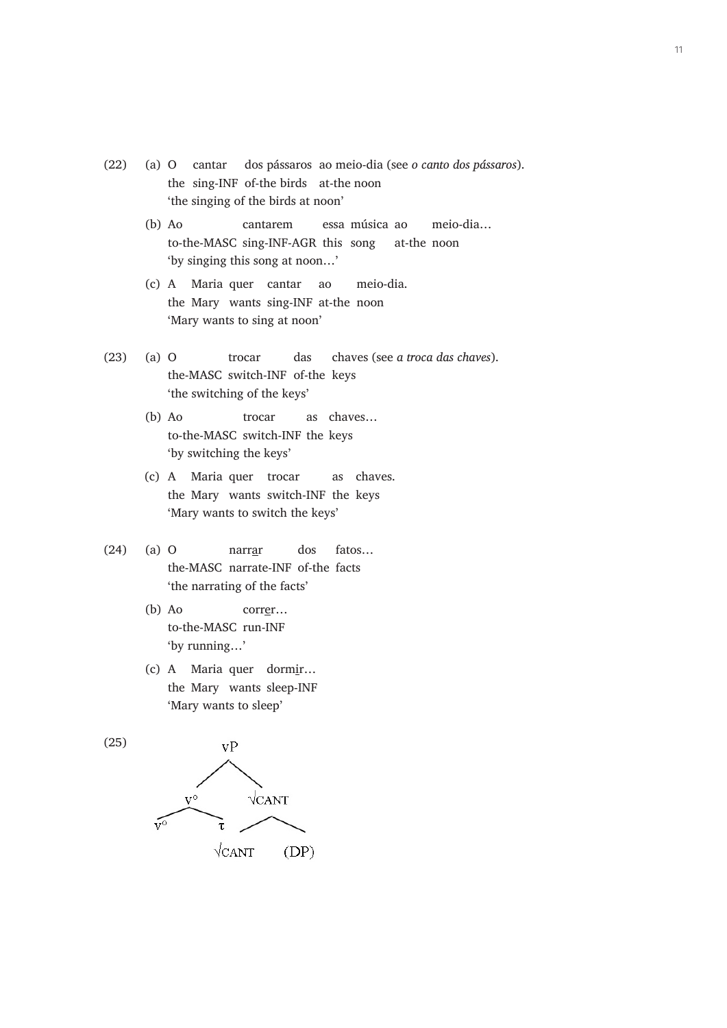(22) (a) O cantar dos pássaros ao meio-dia (see *o canto dos pássaros*).
the sing-INF of-the birds at-the noon
'the singing of the birds at noon'

(b) Ao cantarem essa música ao meio-dia…
to-the-MASC sing-INF-AGR this song at-the noon
'by singing this song at noon…'

(c) A Maria quer cantar ao meio-dia.
the Mary wants sing-INF at-the noon
'Mary wants to sing at noon'

(23) (a) O trocar das chaves (see *a troca das chaves*).
the-MASC switch-INF of-the keys
'the switching of the keys'

(b) Ao trocar as chaves…
to-the-MASC switch-INF the keys
'by switching the keys'

(c) A Maria quer trocar as chaves.
the Mary wants switch-INF the keys
'Mary wants to switch the keys'

(24) (a) O narrar dos fatos…
the-MASC narrate-INF of-the facts
'the narrating of the facts'

(b) Ao correr…
to-the-MASC run-INF
'by running…'

(c) A Maria quer dormir…
the Mary wants sleep-INF
'Mary wants to sleep'

(25)

```
            vP
          /    \
        v°      √CANT
       /  \      /    \
     v°    τ  √CANT   (DP)
```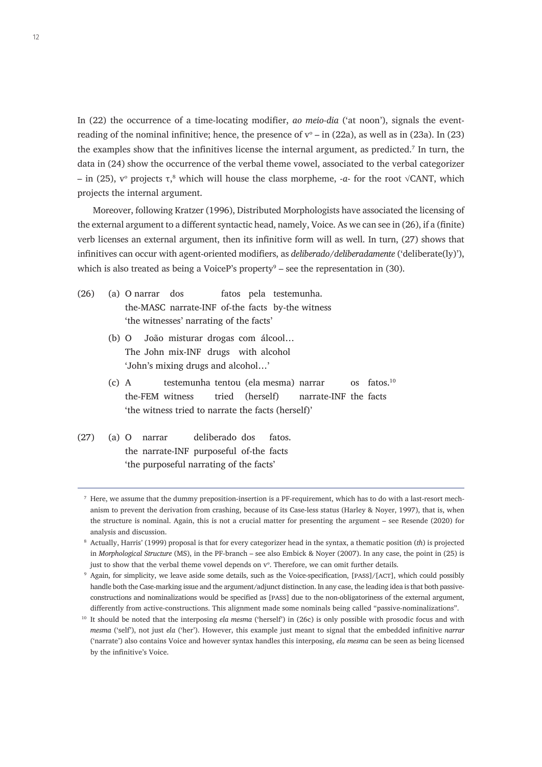In (22) the occurrence of a time-locating modifier, *ao meio-dia* ('at noon'), signals the event-reading of the nominal infinitive; hence, the presence of v° – in (22a), as well as in (23a). In (23) the examples show that the infinitives license the internal argument, as predicted.[7] In turn, the data in (24) show the occurrence of the verbal theme vowel, associated to the verbal categorizer – in (25), v° projects τ,[8] which will house the class morpheme, *-a-* for the root √CANT, which projects the internal argument.

Moreover, following Kratzer (1996), Distributed Morphologists have associated the licensing of the external argument to a different syntactic head, namely, Voice. As we can see in (26), if a (finite) verb licenses an external argument, then its infinitive form will as well. In turn, (27) shows that infinitives can occur with agent-oriented modifiers, as *deliberado/deliberadamente* ('deliberate(ly)'), which is also treated as being a VoiceP's property[9] – see the representation in (30).

(26) (a) O narrar dos fatos pela testemunha.
the-MASC narrate-INF of-the facts by-the witness
'the witnesses' narrating of the facts'

(b) O João misturar drogas com álcool…
The John mix-INF drugs with alcohol
'John's mixing drugs and alcohol…'

(c) A testemunha tentou (ela mesma) narrar os fatos.[10]
the-FEM witness tried (herself) narrate-INF the facts
'the witness tried to narrate the facts (herself)'

(27) (a) O narrar deliberado dos fatos.
the narrate-INF purposeful of-the facts
'the purposeful narrating of the facts'

---

[7] Here, we assume that the dummy preposition-insertion is a PF-requirement, which has to do with a last-resort mechanism to prevent the derivation from crashing, because of its Case-less status (Harley & Noyer, 1997), that is, when the structure is nominal. Again, this is not a crucial matter for presenting the argument – see Resende (2020) for analysis and discussion.

[8] Actually, Harris' (1999) proposal is that for every categorizer head in the syntax, a thematic position (*th*) is projected in *Morphological Structure* (MS), in the PF-branch – see also Embick & Noyer (2007). In any case, the point in (25) is just to show that the verbal theme vowel depends on v°. Therefore, we can omit further details.

[9] Again, for simplicity, we leave aside some details, such as the Voice-specification, [PASS]/[ACT], which could possibly handle both the Case-marking issue and the argument/adjunct distinction. In any case, the leading idea is that both passive-constructions and nominalizations would be specified as [PASS] due to the non-obligatoriness of the external argument, differently from active-constructions. This alignment made some nominals being called "passive-nominalizations".

[10] It should be noted that the interposing *ela mesma* ('herself') in (26c) is only possible with prosodic focus and with *mesma* ('self'), not just *ela* ('her'). However, this example just meant to signal that the embedded infinitive *narrar* ('narrate') also contains Voice and however syntax handles this interposing, *ela mesma* can be seen as being licensed by the infinitive's Voice.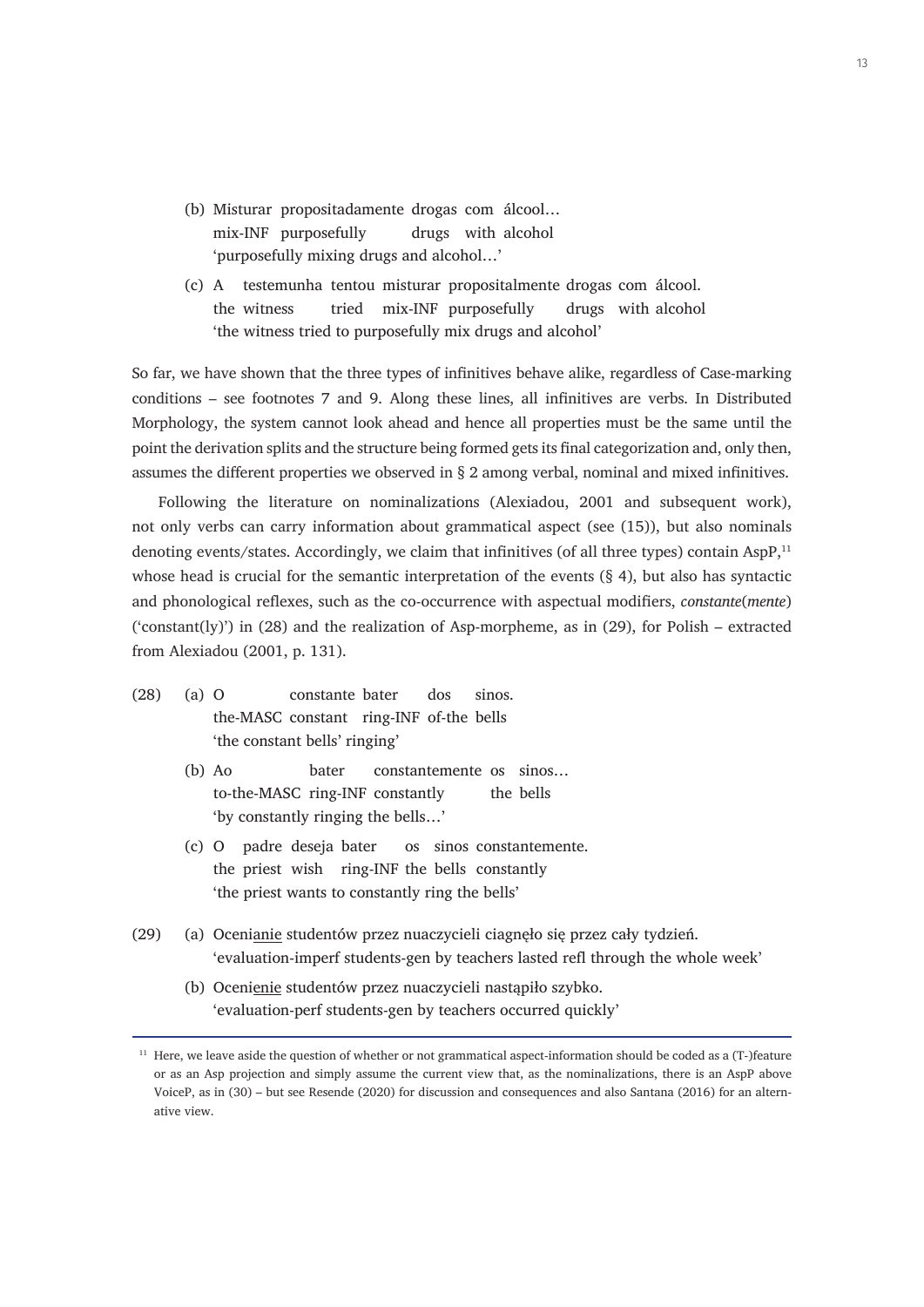(b) Misturar propositadamente drogas com álcool…
mix-INF purposefully drugs with alcohol
'purposefully mixing drugs and alcohol…'

(c) A testemunha tentou misturar propositalmente drogas com álcool.
the witness tried mix-INF purposefully drugs with alcohol
'the witness tried to purposefully mix drugs and alcohol'

So far, we have shown that the three types of infinitives behave alike, regardless of Case-marking conditions – see footnotes 7 and 9. Along these lines, all infinitives are verbs. In Distributed Morphology, the system cannot look ahead and hence all properties must be the same until the point the derivation splits and the structure being formed gets its final categorization and, only then, assumes the different properties we observed in § 2 among verbal, nominal and mixed infinitives.

Following the literature on nominalizations (Alexiadou, 2001 and subsequent work), not only verbs can carry information about grammatical aspect (see (15)), but also nominals denoting events/states. Accordingly, we claim that infinitives (of all three types) contain AspP,[11] whose head is crucial for the semantic interpretation of the events (§ 4), but also has syntactic and phonological reflexes, such as the co-occurrence with aspectual modifiers, *constante*(*mente*) ('constant(ly)') in (28) and the realization of Asp-morpheme, as in (29), for Polish – extracted from Alexiadou (2001, p. 131).

(28) (a) O constante bater dos sinos.
the-MASC constant ring-INF of-the bells
'the constant bells' ringing'

(b) Ao bater constantemente os sinos…
to-the-MASC ring-INF constantly the bells
'by constantly ringing the bells…'

(c) O padre deseja bater os sinos constantemente.
the priest wish ring-INF the bells constantly
'the priest wants to constantly ring the bells'

(29) (a) Oceni<u>anie</u> studentów przez nuaczycieli ciagnęło się przez cały tydzień.
'evaluation-imperf students-gen by teachers lasted refl through the whole week'

(b) Oceni<u>enie</u> studentów przez nuaczycieli nastąpiło szybko.
'evaluation-perf students-gen by teachers occurred quickly'

---

[11] Here, we leave aside the question of whether or not grammatical aspect-information should be coded as a (T-)feature or as an Asp projection and simply assume the current view that, as the nominalizations, there is an AspP above VoiceP, as in (30) – but see Resende (2020) for discussion and consequences and also Santana (2016) for an alternative view.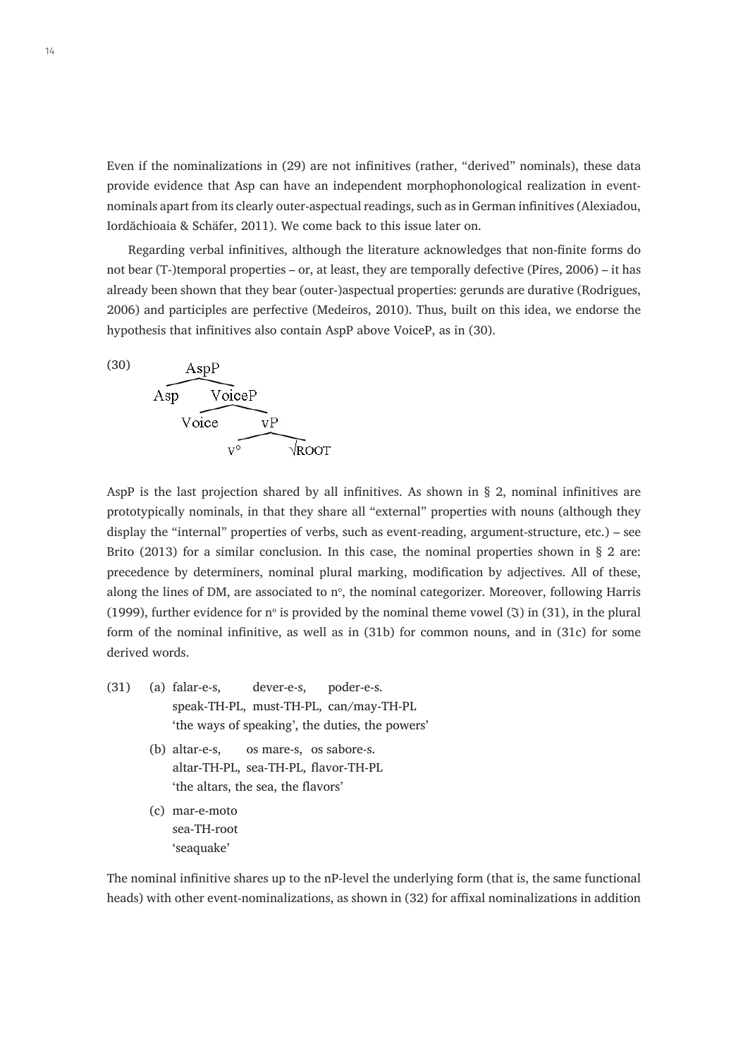Even if the nominalizations in (29) are not infinitives (rather, "derived" nominals), these data provide evidence that Asp can have an independent morphophonological realization in event-nominals apart from its clearly outer-aspectual readings, such as in German infinitives (Alexiadou, Iordăchioaia & Schäfer, 2011). We come back to this issue later on.

Regarding verbal infinitives, although the literature acknowledges that non-finite forms do not bear (T-)temporal properties – or, at least, they are temporally defective (Pires, 2006) – it has already been shown that they bear (outer-)aspectual properties: gerunds are durative (Rodrigues, 2006) and participles are perfective (Medeiros, 2010). Thus, built on this idea, we endorse the hypothesis that infinitives also contain AspP above VoiceP, as in (30).

(30)

```
AspP
├── Asp
└── VoiceP
    ├── Voice
    └── vP
        ├── v°
        └── √ROOT
```

AspP is the last projection shared by all infinitives. As shown in § 2, nominal infinitives are prototypically nominals, in that they share all "external" properties with nouns (although they display the "internal" properties of verbs, such as event-reading, argument-structure, etc.) – see Brito (2013) for a similar conclusion. In this case, the nominal properties shown in § 2 are: precedence by determiners, nominal plural marking, modification by adjectives. All of these, along the lines of DM, are associated to n°, the nominal categorizer. Moreover, following Harris (1999), further evidence for n° is provided by the nominal theme vowel (ℑ) in (31), in the plural form of the nominal infinitive, as well as in (31b) for common nouns, and in (31c) for some derived words.

(31) (a) falar-e-s, dever-e-s, poder-e-s.
speak-TH-PL, must-TH-PL, can/may-TH-PL
'the ways of speaking', the duties, the powers'

(b) altar-e-s, os mare-s, os sabore-s.
altar-TH-PL, sea-TH-PL, flavor-TH-PL
'the altars, the sea, the flavors'

(c) mar-e-moto
sea-TH-root
'seaquake'

The nominal infinitive shares up to the nP-level the underlying form (that is, the same functional heads) with other event-nominalizations, as shown in (32) for affixal nominalizations in addition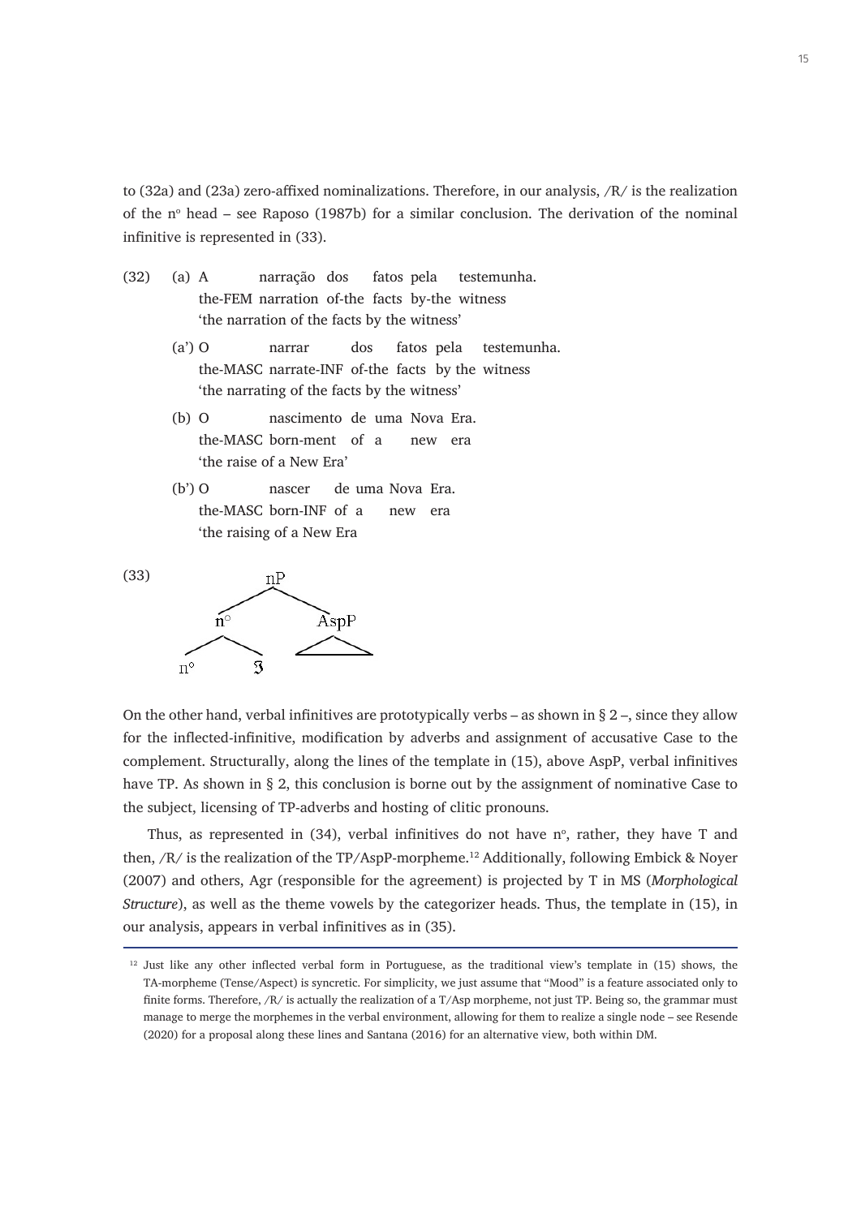to (32a) and (23a) zero-affixed nominalizations. Therefore, in our analysis, /R/ is the realization of the n° head – see Raposo (1987b) for a similar conclusion. The derivation of the nominal infinitive is represented in (33).

(32) (a) A narração dos fatos pela testemunha.
the-FEM narration of-the facts by-the witness
'the narration of the facts by the witness'

(a') O narrar dos fatos pela testemunha.
the-MASC narrate-INF of-the facts by the witness
'the narrating of the facts by the witness'

(b) O nascimento de uma Nova Era.
the-MASC born-ment of a new era
'the raise of a New Era'

(b') O nascer de uma Nova Era.
the-MASC born-INF of a new era
'the raising of a New Era

(33)

```
          nP
        /    \
      n°      AspP
     /  \     /\
   n°    Ʒ   /  \
```

On the other hand, verbal infinitives are prototypically verbs – as shown in § 2 –, since they allow for the inflected-infinitive, modification by adverbs and assignment of accusative Case to the complement. Structurally, along the lines of the template in (15), above AspP, verbal infinitives have TP. As shown in § 2, this conclusion is borne out by the assignment of nominative Case to the subject, licensing of TP-adverbs and hosting of clitic pronouns.

Thus, as represented in (34), verbal infinitives do not have n°, rather, they have T and then, /R/ is the realization of the TP/AspP-morpheme.[12] Additionally, following Embick & Noyer (2007) and others, Agr (responsible for the agreement) is projected by T in MS (*Morphological Structure*), as well as the theme vowels by the categorizer heads. Thus, the template in (15), in our analysis, appears in verbal infinitives as in (35).

---

[12] Just like any other inflected verbal form in Portuguese, as the traditional view's template in (15) shows, the TA-morpheme (Tense/Aspect) is syncretic. For simplicity, we just assume that "Mood" is a feature associated only to finite forms. Therefore, /R/ is actually the realization of a T/Asp morpheme, not just TP. Being so, the grammar must manage to merge the morphemes in the verbal environment, allowing for them to realize a single node – see Resende (2020) for a proposal along these lines and Santana (2016) for an alternative view, both within DM.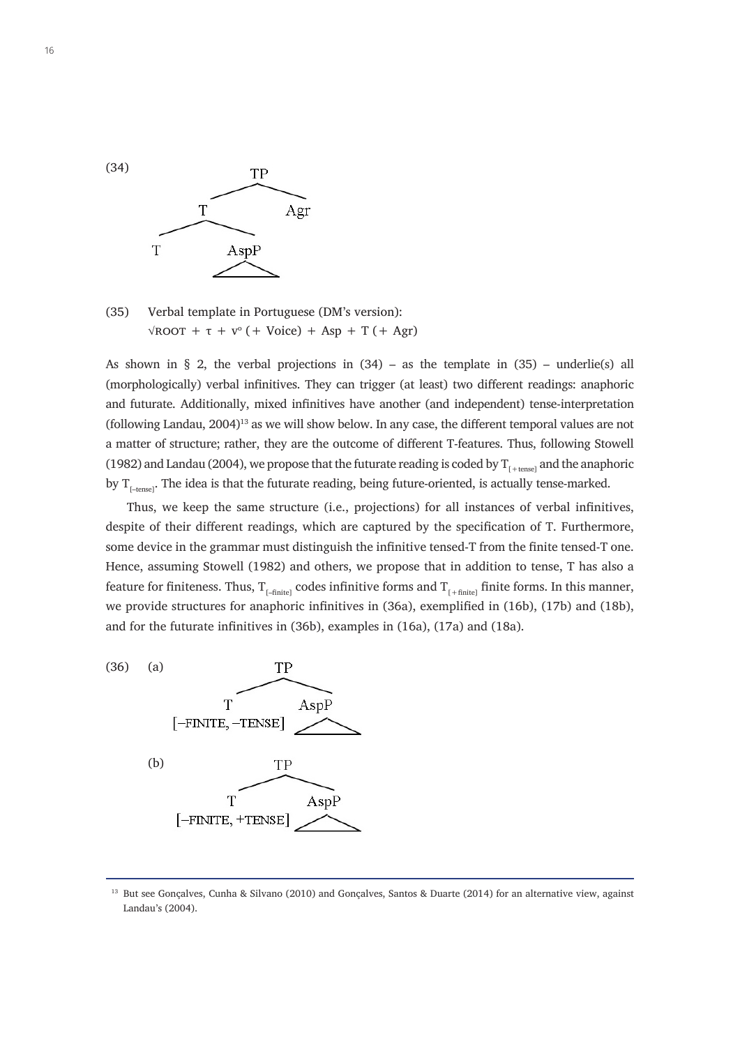(34)

```
        TP
       /  \
      T    Agr
     / \
    T   AspP
        /\
```

(35) Verbal template in Portuguese (DM's version):
√ROOT + τ + v° (+ Voice) + Asp + T (+ Agr)

As shown in § 2, the verbal projections in (34) – as the template in (35) – underlie(s) all (morphologically) verbal infinitives. They can trigger (at least) two different readings: anaphoric and futurate. Additionally, mixed infinitives have another (and independent) tense-interpretation (following Landau, 2004)[13] as we will show below. In any case, the different temporal values are not a matter of structure; rather, they are the outcome of different T-features. Thus, following Stowell (1982) and Landau (2004), we propose that the futurate reading is coded by $T_{[+tense]}$ and the anaphoric by $T_{[-tense]}$. The idea is that the futurate reading, being future-oriented, is actually tense-marked.

Thus, we keep the same structure (i.e., projections) for all instances of verbal infinitives, despite of their different readings, which are captured by the specification of T. Furthermore, some device in the grammar must distinguish the infinitive tensed-T from the finite tensed-T one. Hence, assuming Stowell (1982) and others, we propose that in addition to tense, T has also a feature for finiteness. Thus, $T_{[-finite]}$ codes infinitive forms and $T_{[+finite]}$ finite forms. In this manner, we provide structures for anaphoric infinitives in (36a), exemplified in (16b), (17b) and (18b), and for the futurate infinitives in (36b), examples in (16a), (17a) and (18a).

(36) (a)

```
              TP
             /  \
            T    AspP
[–FINITE, –TENSE]  /\
```

(b)

```
              TP
             /  \
            T    AspP
[–FINITE, +TENSE]  /\
```

[13] But see Gonçalves, Cunha & Silvano (2010) and Gonçalves, Santos & Duarte (2014) for an alternative view, against Landau's (2004).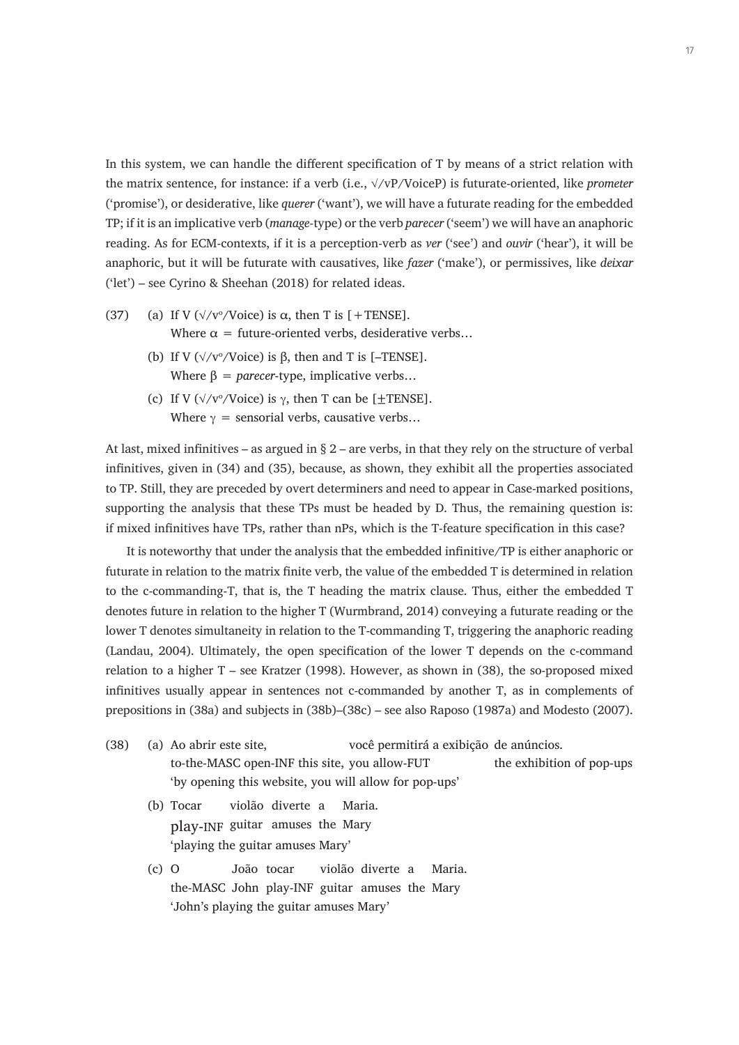In this system, we can handle the different specification of T by means of a strict relation with the matrix sentence, for instance: if a verb (i.e., √/vP/VoiceP) is futurate-oriented, like *prometer* ('promise'), or desiderative, like *querer* ('want'), we will have a futurate reading for the embedded TP; if it is an implicative verb (*manage*-type) or the verb *parecer* ('seem') we will have an anaphoric reading. As for ECM-contexts, if it is a perception-verb as *ver* ('see') and *ouvir* ('hear'), it will be anaphoric, but it will be futurate with causatives, like *fazer* ('make'), or permissives, like *deixar* ('let') – see Cyrino & Sheehan (2018) for related ideas.

(37) (a) If V (√/v°/Voice) is $\alpha$, then T is [+TENSE].
Where $\alpha$ = future-oriented verbs, desiderative verbs…

(b) If V (√/v°/Voice) is $\beta$, then and T is [–TENSE].
Where $\beta$ = *parecer*-type, implicative verbs…

(c) If V (√/v°/Voice) is $\gamma$, then T can be [±TENSE].
Where $\gamma$ = sensorial verbs, causative verbs…

At last, mixed infinitives – as argued in § 2 – are verbs, in that they rely on the structure of verbal infinitives, given in (34) and (35), because, as shown, they exhibit all the properties associated to TP. Still, they are preceded by overt determiners and need to appear in Case-marked positions, supporting the analysis that these TPs must be headed by D. Thus, the remaining question is: if mixed infinitives have TPs, rather than nPs, which is the T-feature specification in this case?

It is noteworthy that under the analysis that the embedded infinitive/TP is either anaphoric or futurate in relation to the matrix finite verb, the value of the embedded T is determined in relation to the c-commanding-T, that is, the T heading the matrix clause. Thus, either the embedded T denotes future in relation to the higher T (Wurmbrand, 2014) conveying a futurate reading or the lower T denotes simultaneity in relation to the T-commanding T, triggering the anaphoric reading (Landau, 2004). Ultimately, the open specification of the lower T depends on the c-command relation to a higher T – see Kratzer (1998). However, as shown in (38), the so-proposed mixed infinitives usually appear in sentences not c-commanded by another T, as in complements of prepositions in (38a) and subjects in (38b)–(38c) – see also Raposo (1987a) and Modesto (2007).

(38) (a) Ao abrir este site, você permitirá a exibição de anúncios.
to-the-MASC open-INF this site, you allow-FUT the exhibition of pop-ups
'by opening this website, you will allow for pop-ups'

(b) Tocar violão diverte a Maria.
play-INF guitar amuses the Mary
'playing the guitar amuses Mary'

(c) O João tocar violão diverte a Maria.
the-MASC John play-INF guitar amuses the Mary
'John's playing the guitar amuses Mary'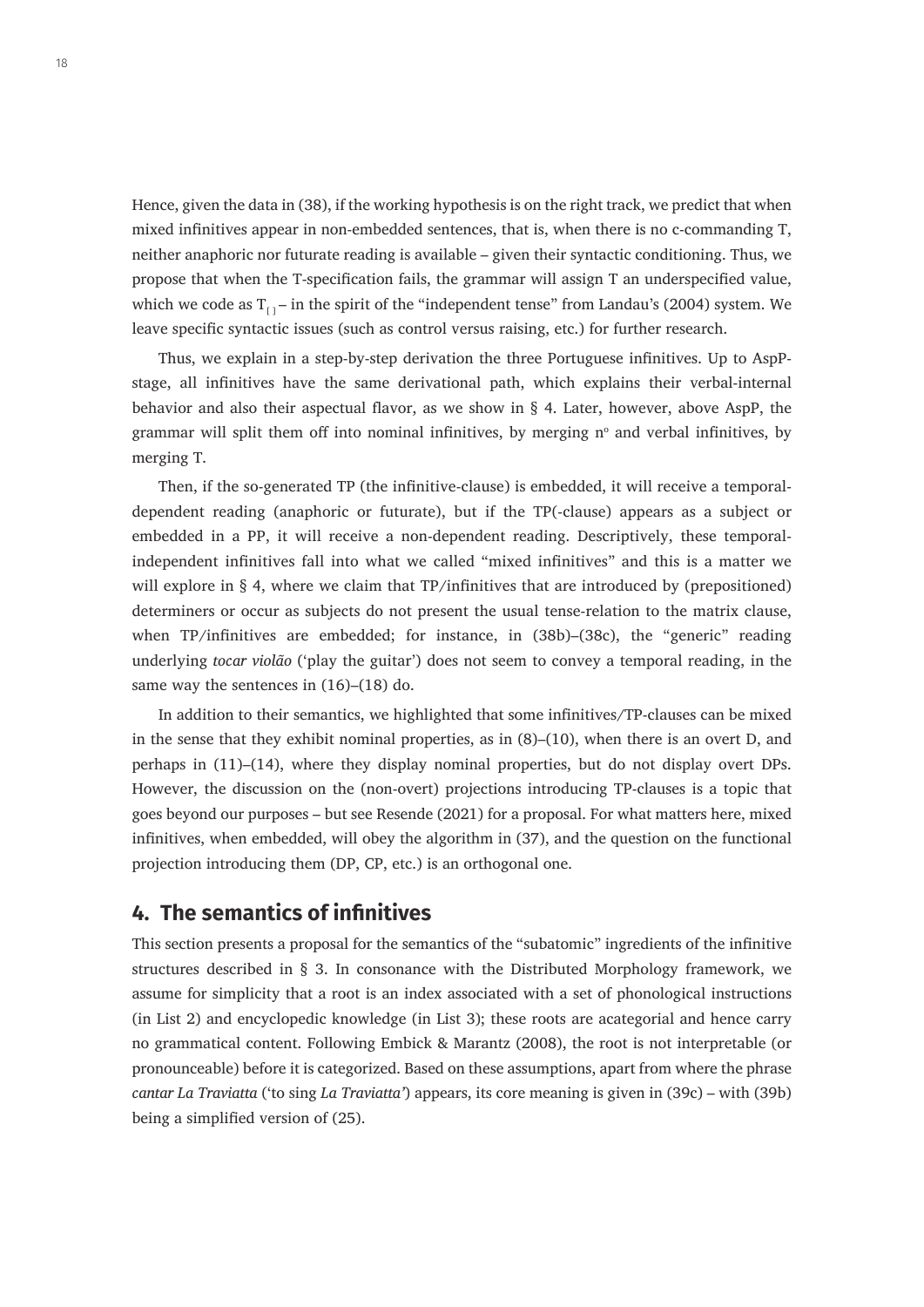Hence, given the data in (38), if the working hypothesis is on the right track, we predict that when mixed infinitives appear in non-embedded sentences, that is, when there is no c-commanding T, neither anaphoric nor futurate reading is available – given their syntactic conditioning. Thus, we propose that when the T-specification fails, the grammar will assign T an underspecified value, which we code as $T_{[\,]}$ – in the spirit of the "independent tense" from Landau's (2004) system. We leave specific syntactic issues (such as control versus raising, etc.) for further research.

Thus, we explain in a step-by-step derivation the three Portuguese infinitives. Up to AspP-stage, all infinitives have the same derivational path, which explains their verbal-internal behavior and also their aspectual flavor, as we show in § 4. Later, however, above AspP, the grammar will split them off into nominal infinitives, by merging n° and verbal infinitives, by merging T.

Then, if the so-generated TP (the infinitive-clause) is embedded, it will receive a temporal-dependent reading (anaphoric or futurate), but if the TP(-clause) appears as a subject or embedded in a PP, it will receive a non-dependent reading. Descriptively, these temporal-independent infinitives fall into what we called "mixed infinitives" and this is a matter we will explore in § 4, where we claim that TP/infinitives that are introduced by (prepositioned) determiners or occur as subjects do not present the usual tense-relation to the matrix clause, when TP/infinitives are embedded; for instance, in (38b)–(38c), the "generic" reading underlying *tocar violão* ('play the guitar') does not seem to convey a temporal reading, in the same way the sentences in (16)–(18) do.

In addition to their semantics, we highlighted that some infinitives/TP-clauses can be mixed in the sense that they exhibit nominal properties, as in (8)–(10), when there is an overt D, and perhaps in (11)–(14), where they display nominal properties, but do not display overt DPs. However, the discussion on the (non-overt) projections introducing TP-clauses is a topic that goes beyond our purposes – but see Resende (2021) for a proposal. For what matters here, mixed infinitives, when embedded, will obey the algorithm in (37), and the question on the functional projection introducing them (DP, CP, etc.) is an orthogonal one.

## 4. The semantics of infinitives

This section presents a proposal for the semantics of the "subatomic" ingredients of the infinitive structures described in § 3. In consonance with the Distributed Morphology framework, we assume for simplicity that a root is an index associated with a set of phonological instructions (in List 2) and encyclopedic knowledge (in List 3); these roots are acategorial and hence carry no grammatical content. Following Embick & Marantz (2008), the root is not interpretable (or pronounceable) before it is categorized. Based on these assumptions, apart from where the phrase *cantar La Traviatta* ('to sing *La Traviatta*') appears, its core meaning is given in (39c) – with (39b) being a simplified version of (25).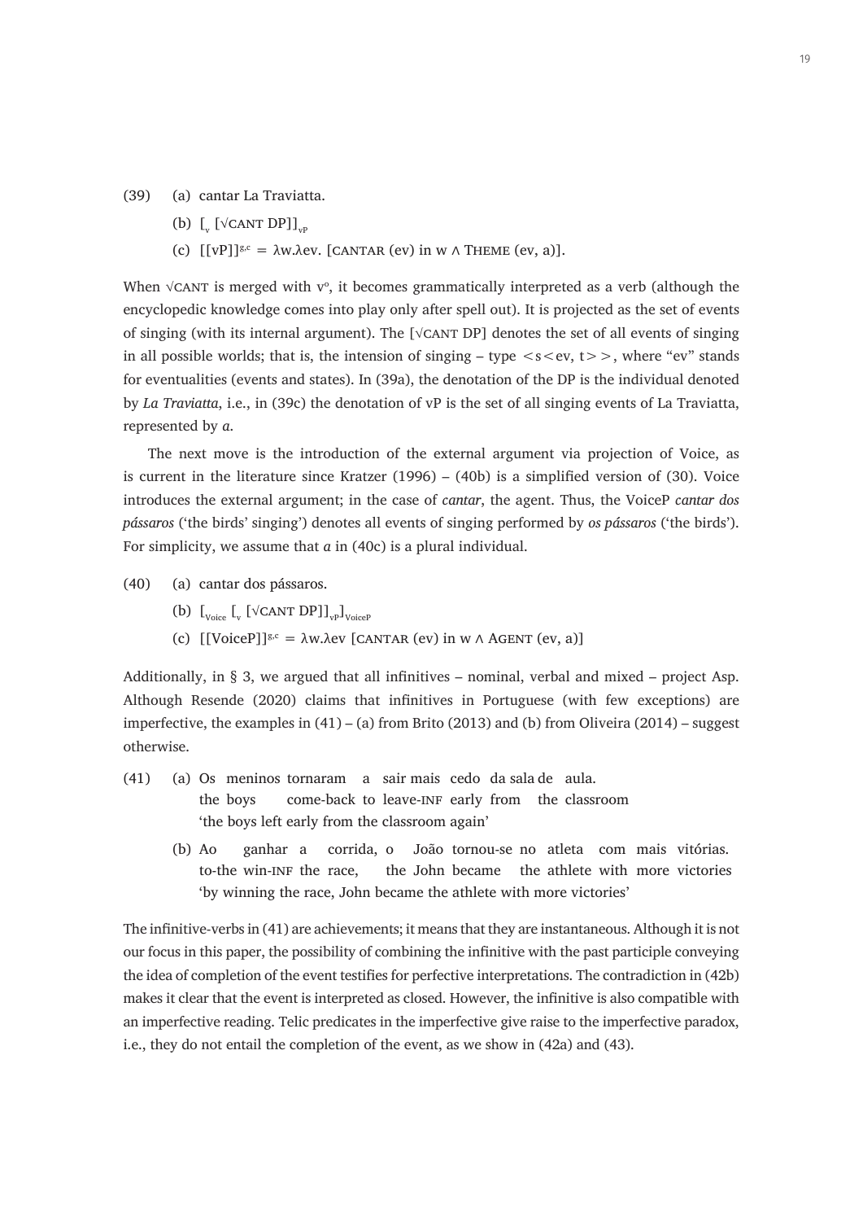(39) (a) cantar La Traviatta.

(b) $[_{v} [\sqrt{\text{CANT}}\ \text{DP}]]_{vP}$

(c) $[[\text{vP}]]^{g,c} = \lambda w.\lambda ev.\ [\text{CANTAR}\ (ev)\ \text{in}\ w \wedge \text{THEME}\ (ev, a)]$.

When √CANT is merged with v°, it becomes grammatically interpreted as a verb (although the encyclopedic knowledge comes into play only after spell out). It is projected as the set of events of singing (with its internal argument). The [√CANT DP] denotes the set of all events of singing in all possible worlds; that is, the intension of singing – type $<s<ev, t>>$, where "ev" stands for eventualities (events and states). In (39a), the denotation of the DP is the individual denoted by *La Traviatta*, i.e., in (39c) the denotation of vP is the set of all singing events of La Traviatta, represented by *a*.

The next move is the introduction of the external argument via projection of Voice, as is current in the literature since Kratzer (1996) – (40b) is a simplified version of (30). Voice introduces the external argument; in the case of *cantar*, the agent. Thus, the VoiceP *cantar dos pássaros* ('the birds' singing') denotes all events of singing performed by *os pássaros* ('the birds'). For simplicity, we assume that *a* in (40c) is a plural individual.

(40) (a) cantar dos pássaros.

(b) $[_{\text{Voice}} [_{v} [\sqrt{\text{CANT}}\ \text{DP}]]_{vP}]_{\text{VoiceP}}$

(c) $[[\text{VoiceP}]]^{g,c} = \lambda w.\lambda ev\ [\text{CANTAR}\ (ev)\ \text{in}\ w \wedge \text{AGENT}\ (ev, a)]$

Additionally, in § 3, we argued that all infinitives – nominal, verbal and mixed – project Asp. Although Resende (2020) claims that infinitives in Portuguese (with few exceptions) are imperfective, the examples in (41) – (a) from Brito (2013) and (b) from Oliveira (2014) – suggest otherwise.

(41) (a) Os meninos tornaram a sair mais cedo da sala de aula.
the boys come-back to leave-INF early from the classroom
'the boys left early from the classroom again'

(b) Ao ganhar a corrida, o João tornou-se no atleta com mais vitórias.
to-the win-INF the race, the John became the athlete with more victories
'by winning the race, John became the athlete with more victories'

The infinitive-verbs in (41) are achievements; it means that they are instantaneous. Although it is not our focus in this paper, the possibility of combining the infinitive with the past participle conveying the idea of completion of the event testifies for perfective interpretations. The contradiction in (42b) makes it clear that the event is interpreted as closed. However, the infinitive is also compatible with an imperfective reading. Telic predicates in the imperfective give raise to the imperfective paradox, i.e., they do not entail the completion of the event, as we show in (42a) and (43).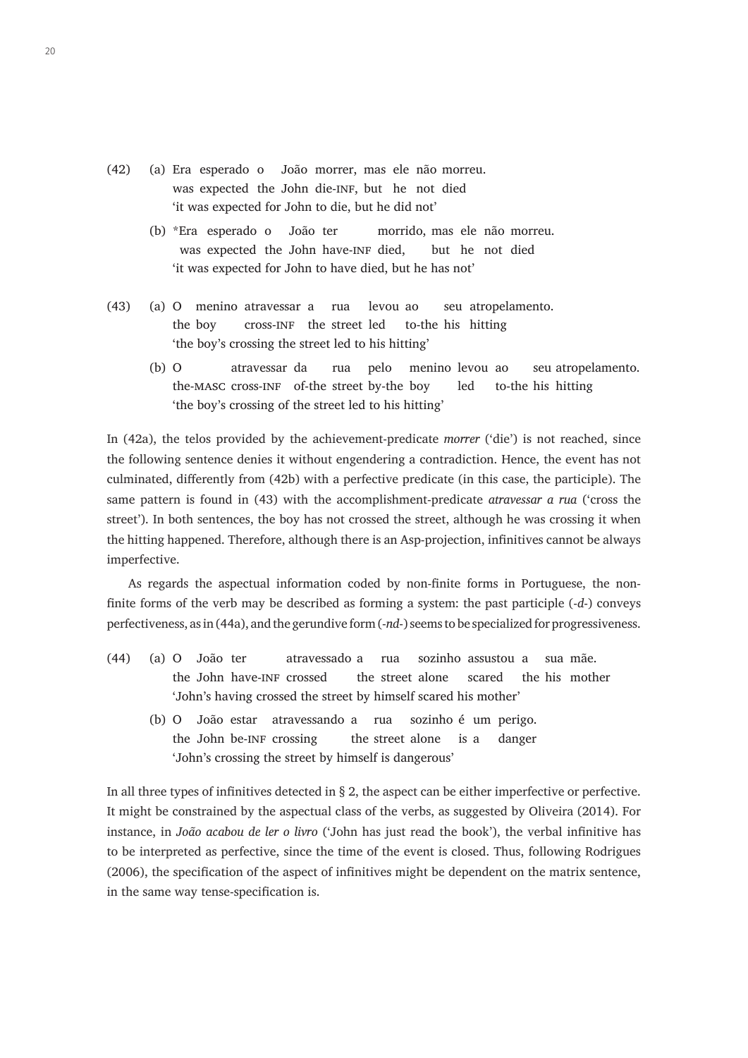(42) (a) Era esperado o João morrer, mas ele não morreu.
was expected the John die-INF, but he not died
'it was expected for John to die, but he did not'

(b) *Era esperado o João ter morrido, mas ele não morreu.
was expected the John have-INF died, but he not died
'it was expected for John to have died, but he has not'

(43) (a) O menino atravessar a rua levou ao seu atropelamento.
the boy cross-INF the street led to-the his hitting
'the boy's crossing the street led to his hitting'

(b) O atravessar da rua pelo menino levou ao seu atropelamento.
the-MASC cross-INF of-the street by-the boy led to-the his hitting
'the boy's crossing of the street led to his hitting'

In (42a), the telos provided by the achievement-predicate *morrer* ('die') is not reached, since the following sentence denies it without engendering a contradiction. Hence, the event has not culminated, differently from (42b) with a perfective predicate (in this case, the participle). The same pattern is found in (43) with the accomplishment-predicate *atravessar a rua* ('cross the street'). In both sentences, the boy has not crossed the street, although he was crossing it when the hitting happened. Therefore, although there is an Asp-projection, infinitives cannot be always imperfective.

As regards the aspectual information coded by non-finite forms in Portuguese, the non-finite forms of the verb may be described as forming a system: the past participle (*-d-*) conveys perfectiveness, as in (44a), and the gerundive form (*-nd-*) seems to be specialized for progressiveness.

(44) (a) O João ter atravessado a rua sozinho assustou a sua mãe.
the John have-INF crossed the street alone scared the his mother
'John's having crossed the street by himself scared his mother'

(b) O João estar atravessando a rua sozinho é um perigo.
the John be-INF crossing the street alone is a danger
'John's crossing the street by himself is dangerous'

In all three types of infinitives detected in § 2, the aspect can be either imperfective or perfective. It might be constrained by the aspectual class of the verbs, as suggested by Oliveira (2014). For instance, in *João acabou de ler o livro* ('John has just read the book'), the verbal infinitive has to be interpreted as perfective, since the time of the event is closed. Thus, following Rodrigues (2006), the specification of the aspect of infinitives might be dependent on the matrix sentence, in the same way tense-specification is.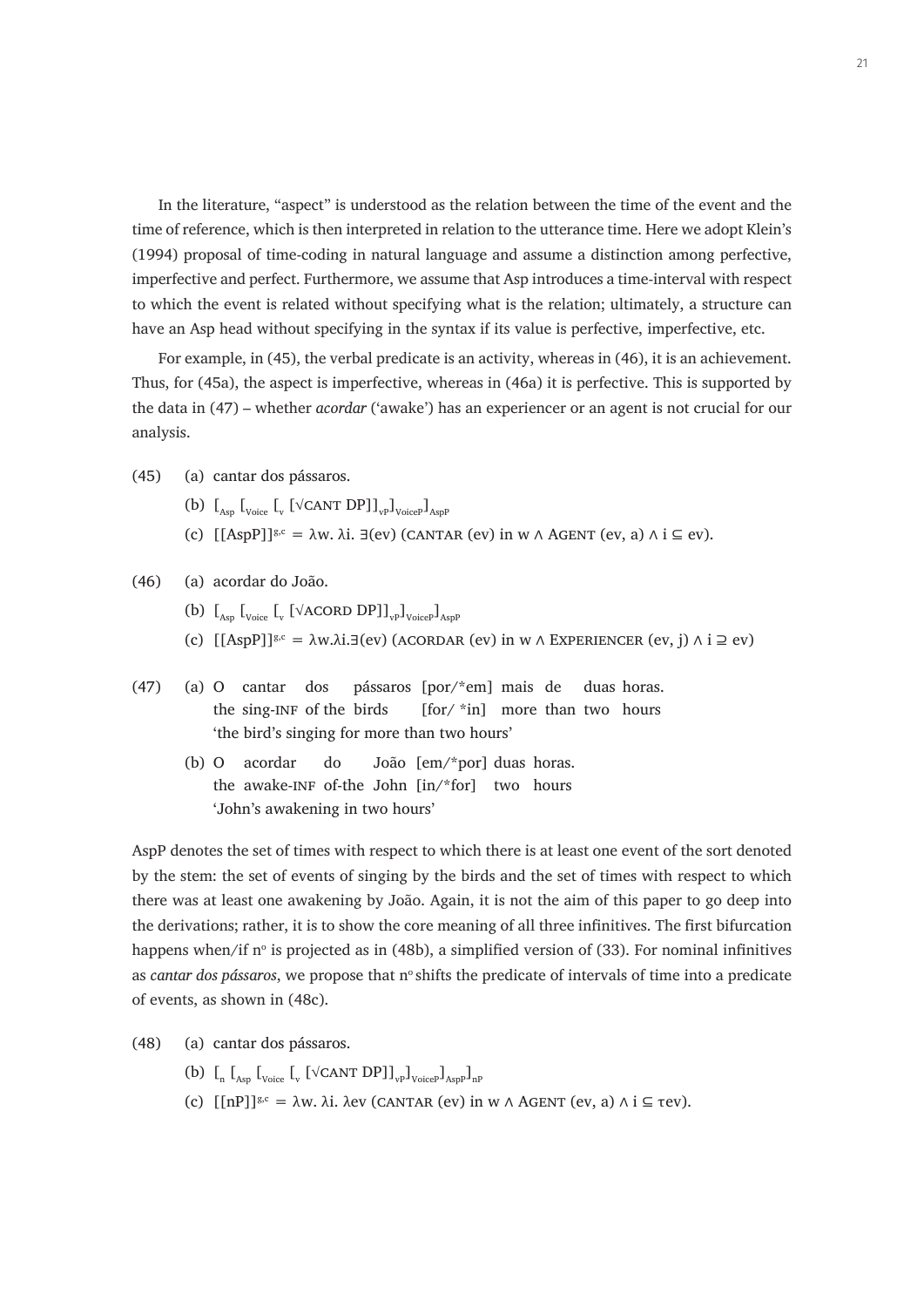In the literature, "aspect" is understood as the relation between the time of the event and the time of reference, which is then interpreted in relation to the utterance time. Here we adopt Klein's (1994) proposal of time-coding in natural language and assume a distinction among perfective, imperfective and perfect. Furthermore, we assume that Asp introduces a time-interval with respect to which the event is related without specifying what is the relation; ultimately, a structure can have an Asp head without specifying in the syntax if its value is perfective, imperfective, etc.

For example, in (45), the verbal predicate is an activity, whereas in (46), it is an achievement. Thus, for (45a), the aspect is imperfective, whereas in (46a) it is perfective. This is supported by the data in (47) – whether *acordar* ('awake') has an experiencer or an agent is not crucial for our analysis.

(45) (a) cantar dos pássaros.

(b) $[_{\text{Asp}} [_{\text{Voice}} [_{\text{v}} [\sqrt{\text{CANT}}\ \text{DP}]]_{\text{vP}}]_{\text{VoiceP}}]_{\text{AspP}}$

(c) $[[\text{AspP}]]^{g,c} = \lambda w.\ \lambda i.\ \exists(ev)\ (\text{CANTAR}\ (ev)\ \text{in}\ w \wedge \text{AGENT}\ (ev, a) \wedge i \subseteq ev)$.

(46) (a) acordar do João.

(b) $[_{\text{Asp}} [_{\text{Voice}} [_{\text{v}} [\sqrt{\text{ACORD}}\ \text{DP}]]_{\text{vP}}]_{\text{VoiceP}}]_{\text{AspP}}$

(c) $[[\text{AspP}]]^{g,c} = \lambda w.\lambda i.\exists(ev)\ (\text{ACORDAR}\ (ev)\ \text{in}\ w \wedge \text{EXPERIENCER}\ (ev, j) \wedge i \supseteq ev)$

(47) (a) O cantar dos pássaros [por/\*em] mais de duas horas.
the sing-INF of the birds [for/ \*in] more than two hours
'the bird's singing for more than two hours'

(b) O acordar do João [em/\*por] duas horas.
the awake-INF of-the John [in/\*for] two hours
'John's awakening in two hours'

AspP denotes the set of times with respect to which there is at least one event of the sort denoted by the stem: the set of events of singing by the birds and the set of times with respect to which there was at least one awakening by João. Again, it is not the aim of this paper to go deep into the derivations; rather, it is to show the core meaning of all three infinitives. The first bifurcation happens when/if n° is projected as in (48b), a simplified version of (33). For nominal infinitives as *cantar dos pássaros*, we propose that n° shifts the predicate of intervals of time into a predicate of events, as shown in (48c).

(48) (a) cantar dos pássaros.

(b) $[_{\text{n}} [_{\text{Asp}} [_{\text{Voice}} [_{\text{v}} [\sqrt{\text{CANT}}\ \text{DP}]]_{\text{vP}}]_{\text{VoiceP}}]_{\text{AspP}}]_{\text{nP}}$

(c) $[[\text{nP}]]^{g,c} = \lambda w.\ \lambda i.\ \lambda ev\ (\text{CANTAR}\ (ev)\ \text{in}\ w \wedge \text{AGENT}\ (ev, a) \wedge i \subseteq \tau ev)$.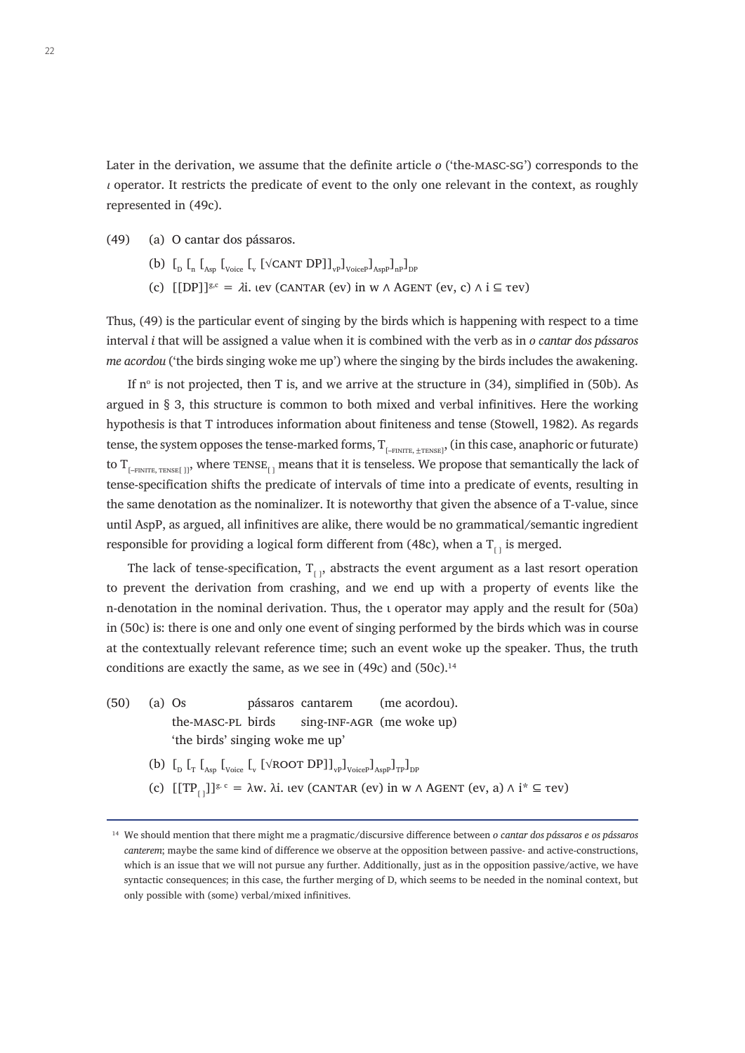Later in the derivation, we assume that the definite article *o* ('the-MASC-SG') corresponds to the *ι* operator. It restricts the predicate of event to the only one relevant in the context, as roughly represented in (49c).

(49) (a) O cantar dos pássaros.

(b) $[_D [_n [_{Asp} [_{Voice} [_v [\surd\text{CANT DP}]]_{vP}]_{VoiceP}]_{AspP}]_{nP}]_{DP}$

(c) $[[\text{DP}]]^{g,c} = \lambda i.\ \iota ev\ (\text{CANTAR}\ (ev)\ \text{in}\ w \wedge \text{AGENT}\ (ev, c) \wedge i \subseteq \tau ev)$

Thus, (49) is the particular event of singing by the birds which is happening with respect to a time interval *i* that will be assigned a value when it is combined with the verb as in *o cantar dos pássaros me acordou* ('the birds singing woke me up') where the singing by the birds includes the awakening.

If n° is not projected, then T is, and we arrive at the structure in (34), simplified in (50b). As argued in § 3, this structure is common to both mixed and verbal infinitives. Here the working hypothesis is that T introduces information about finiteness and tense (Stowell, 1982). As regards tense, the system opposes the tense-marked forms, $T_{[-\text{FINITE}, \pm\text{TENSE}]}$, (in this case, anaphoric or futurate) to $T_{[-\text{FINITE}, \text{TENSE}[\,]]}$, where $\text{TENSE}_{[\,]}$ means that it is tenseless. We propose that semantically the lack of tense-specification shifts the predicate of intervals of time into a predicate of events, resulting in the same denotation as the nominalizer. It is noteworthy that given the absence of a T-value, since until AspP, as argued, all infinitives are alike, there would be no grammatical/semantic ingredient responsible for providing a logical form different from (48c), when a $T_{[\,]}$ is merged.

The lack of tense-specification, $T_{[\,]}$, abstracts the event argument as a last resort operation to prevent the derivation from crashing, and we end up with a property of events like the n-denotation in the nominal derivation. Thus, the ι operator may apply and the result for (50a) in (50c) is: there is one and only one event of singing performed by the birds which was in course at the contextually relevant reference time; such an event woke up the speaker. Thus, the truth conditions are exactly the same, as we see in (49c) and (50c).[14]

(50) (a) Os pássaros cantarem (me acordou).
the-MASC-PL birds sing-INF-AGR (me woke up)
'the birds' singing woke me up'

(b) $[_D [_T [_{Asp} [_{Voice} [_v [\surd\text{ROOT DP}]]_{vP}]_{VoiceP}]_{AspP}]_{TP}]_{DP}$

(c) $[[\text{TP}_{[\,]}]]^{g,c} = \lambda w.\ \lambda i.\ \iota ev\ (\text{CANTAR}\ (ev)\ \text{in}\ w \wedge \text{AGENT}\ (ev, a) \wedge i^* \subseteq \tau ev)$

---

[14] We should mention that there might me a pragmatic/discursive difference between *o cantar dos pássaros e os pássaros canterem*; maybe the same kind of difference we observe at the opposition between passive- and active-constructions, which is an issue that we will not pursue any further. Additionally, just as in the opposition passive/active, we have syntactic consequences; in this case, the further merging of D, which seems to be needed in the nominal context, but only possible with (some) verbal/mixed infinitives.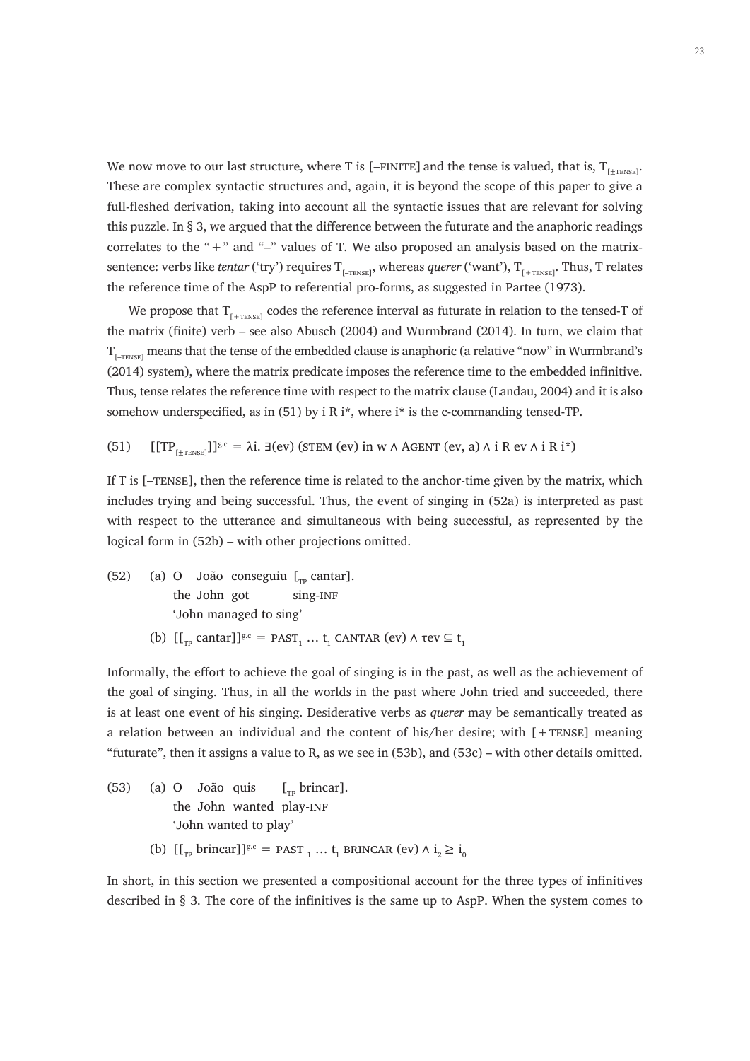We now move to our last structure, where T is [–FINITE] and the tense is valued, that is, $T_{[\pm\text{TENSE}]}$. These are complex syntactic structures and, again, it is beyond the scope of this paper to give a full-fleshed derivation, taking into account all the syntactic issues that are relevant for solving this puzzle. In § 3, we argued that the difference between the futurate and the anaphoric readings correlates to the "+" and "–" values of T. We also proposed an analysis based on the matrix-sentence: verbs like *tentar* ('try') requires $T_{[-\text{TENSE}]}$, whereas *querer* ('want'), $T_{[+\text{TENSE}]}$. Thus, T relates the reference time of the AspP to referential pro-forms, as suggested in Partee (1973).

We propose that $T_{[+\text{TENSE}]}$ codes the reference interval as futurate in relation to the tensed-T of the matrix (finite) verb – see also Abusch (2004) and Wurmbrand (2014). In turn, we claim that $T_{[-\text{TENSE}]}$ means that the tense of the embedded clause is anaphoric (a relative "now" in Wurmbrand's (2014) system), where the matrix predicate imposes the reference time to the embedded infinitive. Thus, tense relates the reference time with respect to the matrix clause (Landau, 2004) and it is also somehow underspecified, as in (51) by i R i*, where i* is the c-commanding tensed-TP.

(51) $[[\text{TP}_{[\pm\text{TENSE}]}]]^{g,c} = \lambda i.\ \exists(ev)\ (\text{STEM}\ (ev)\ \text{in}\ w \wedge \text{AGENT}\ (ev, a) \wedge i\ R\ ev \wedge i\ R\ i^*)$

If T is [–TENSE], then the reference time is related to the anchor-time given by the matrix, which includes trying and being successful. Thus, the event of singing in (52a) is interpreted as past with respect to the utterance and simultaneous with being successful, as represented by the logical form in (52b) – with other projections omitted.

(52) (a) O João conseguiu [$_{\text{TP}}$ cantar].
the John got sing-INF
'John managed to sing'

(b) $[[_{\text{TP}}\ \text{cantar}]]^{g,c} = \text{PAST}_1 \ldots t_1\ \text{CANTAR}\ (ev) \wedge \tau ev \subseteq t_1$

Informally, the effort to achieve the goal of singing is in the past, as well as the achievement of the goal of singing. Thus, in all the worlds in the past where John tried and succeeded, there is at least one event of his singing. Desiderative verbs as *querer* may be semantically treated as a relation between an individual and the content of his/her desire; with [+TENSE] meaning "futurate", then it assigns a value to R, as we see in (53b), and (53c) – with other details omitted.

(53) (a) O João quis [$_{\text{TP}}$ brincar].
the John wanted play-INF
'John wanted to play'

(b) $[[_{\text{TP}}\ \text{brincar}]]^{g,c} = \text{PAST}_1 \ldots t_1\ \text{BRINCAR}\ (ev) \wedge i_2 \geq i_0$

In short, in this section we presented a compositional account for the three types of infinitives described in § 3. The core of the infinitives is the same up to AspP. When the system comes to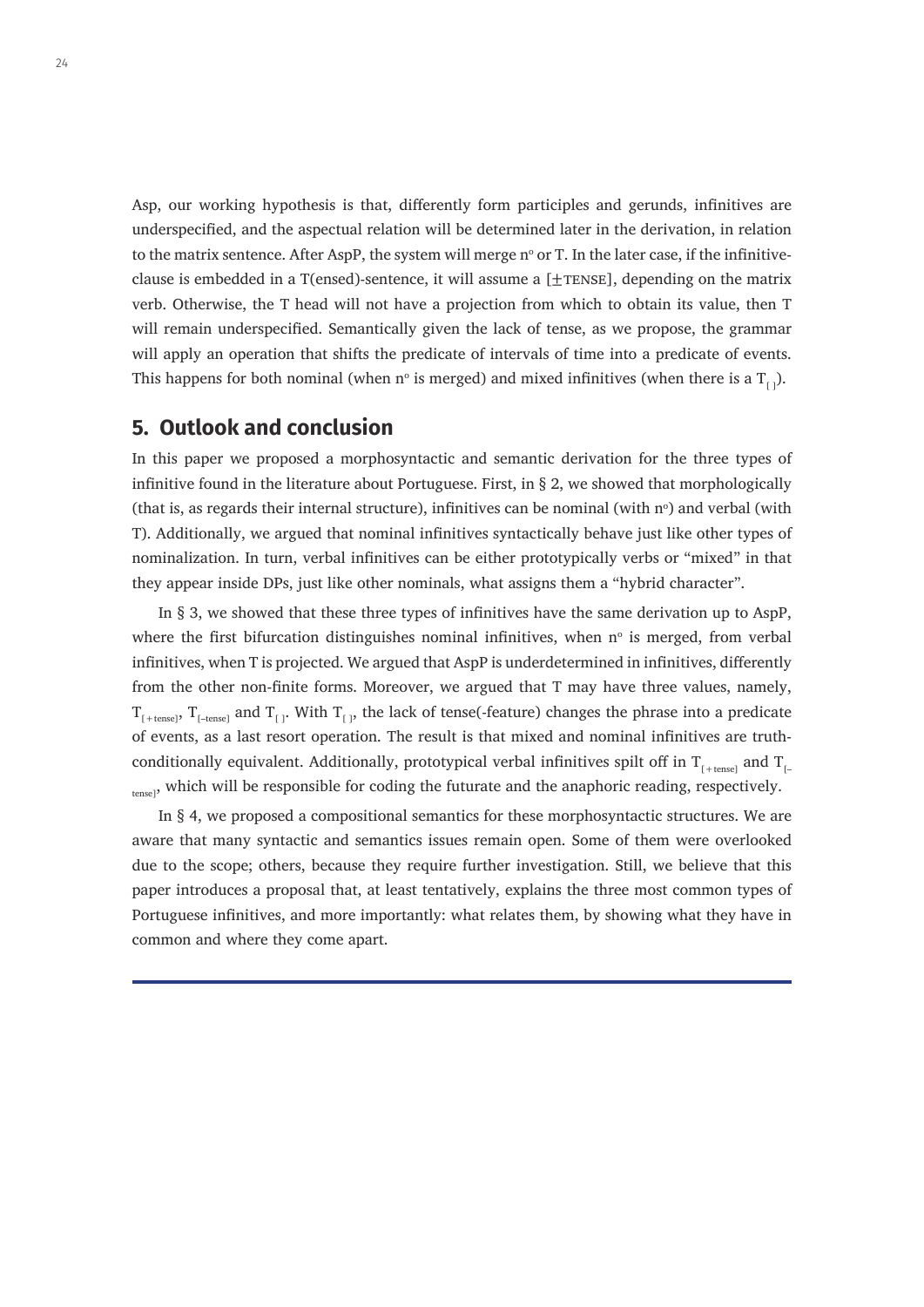Asp, our working hypothesis is that, differently form participles and gerunds, infinitives are underspecified, and the aspectual relation will be determined later in the derivation, in relation to the matrix sentence. After AspP, the system will merge n° or T. In the later case, if the infinitive-clause is embedded in a T(ensed)-sentence, it will assume a [±TENSE], depending on the matrix verb. Otherwise, the T head will not have a projection from which to obtain its value, then T will remain underspecified. Semantically given the lack of tense, as we propose, the grammar will apply an operation that shifts the predicate of intervals of time into a predicate of events. This happens for both nominal (when n° is merged) and mixed infinitives (when there is a $T_{[\,]}$).

## 5. Outlook and conclusion

In this paper we proposed a morphosyntactic and semantic derivation for the three types of infinitive found in the literature about Portuguese. First, in § 2, we showed that morphologically (that is, as regards their internal structure), infinitives can be nominal (with n°) and verbal (with T). Additionally, we argued that nominal infinitives syntactically behave just like other types of nominalization. In turn, verbal infinitives can be either prototypically verbs or "mixed" in that they appear inside DPs, just like other nominals, what assigns them a "hybrid character".

In § 3, we showed that these three types of infinitives have the same derivation up to AspP, where the first bifurcation distinguishes nominal infinitives, when n° is merged, from verbal infinitives, when T is projected. We argued that AspP is underdetermined in infinitives, differently from the other non-finite forms. Moreover, we argued that T may have three values, namely, $T_{[+\text{tense}]}$, $T_{[-\text{tense}]}$ and $T_{[\,]}$. With $T_{[\,]}$, the lack of tense(-feature) changes the phrase into a predicate of events, as a last resort operation. The result is that mixed and nominal infinitives are truth-conditionally equivalent. Additionally, prototypical verbal infinitives spilt off in $T_{[+\text{tense}]}$ and $T_{[-\text{tense}]}$, which will be responsible for coding the futurate and the anaphoric reading, respectively.

In § 4, we proposed a compositional semantics for these morphosyntactic structures. We are aware that many syntactic and semantics issues remain open. Some of them were overlooked due to the scope; others, because they require further investigation. Still, we believe that this paper introduces a proposal that, at least tentatively, explains the three most common types of Portuguese infinitives, and more importantly: what relates them, by showing what they have in common and where they come apart.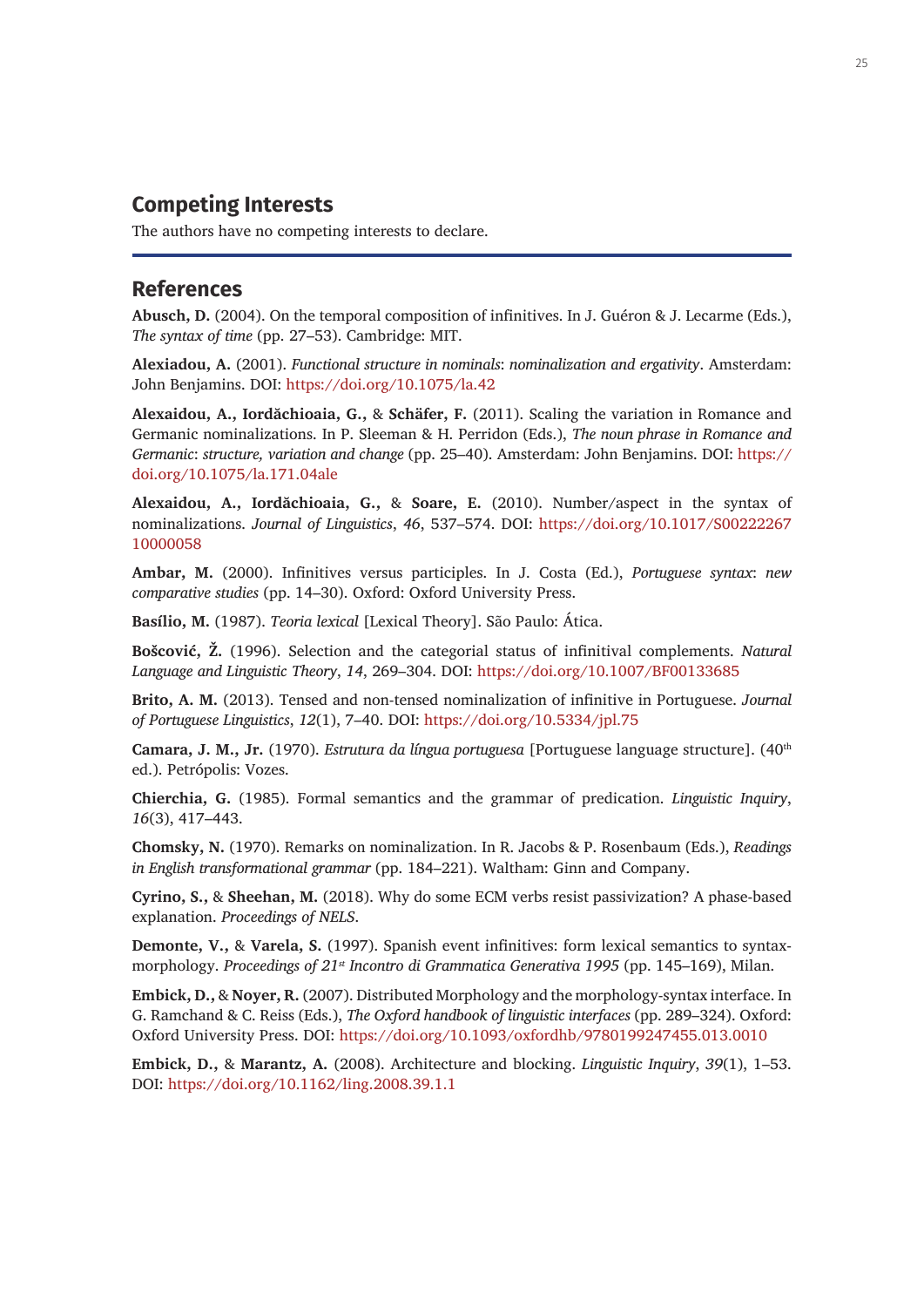## Competing Interests

The authors have no competing interests to declare.

## References

**Abusch, D.** (2004). On the temporal composition of infinitives. In J. Guéron & J. Lecarme (Eds.), *The syntax of time* (pp. 27–53). Cambridge: MIT.

**Alexiadou, A.** (2001). *Functional structure in nominals*: *nominalization and ergativity*. Amsterdam: John Benjamins. DOI: https://doi.org/10.1075/la.42

**Alexaidou, A., Iordăchioaia, G.,** & **Schäfer, F.** (2011). Scaling the variation in Romance and Germanic nominalizations. In P. Sleeman & H. Perridon (Eds.), *The noun phrase in Romance and Germanic*: *structure, variation and change* (pp. 25–40). Amsterdam: John Benjamins. DOI: https://doi.org/10.1075/la.171.04ale

**Alexaidou, A., Iordăchioaia, G.,** & **Soare, E.** (2010). Number/aspect in the syntax of nominalizations. *Journal of Linguistics*, *46*, 537–574. DOI: https://doi.org/10.1017/S0022226710000058

**Ambar, M.** (2000). Infinitives versus participles. In J. Costa (Ed.), *Portuguese syntax*: *new comparative studies* (pp. 14–30). Oxford: Oxford University Press.

**Basílio, M.** (1987). *Teoria lexical* [Lexical Theory]. São Paulo: Ática.

**Boŝcović, Ž.** (1996). Selection and the categorial status of infinitival complements. *Natural Language and Linguistic Theory*, *14*, 269–304. DOI: https://doi.org/10.1007/BF00133685

**Brito, A. M.** (2013). Tensed and non-tensed nominalization of infinitive in Portuguese. *Journal of Portuguese Linguistics*, *12*(1), 7–40. DOI: https://doi.org/10.5334/jpl.75

**Camara, J. M., Jr.** (1970). *Estrutura da língua portuguesa* [Portuguese language structure]. (40th ed.). Petrópolis: Vozes.

**Chierchia, G.** (1985). Formal semantics and the grammar of predication. *Linguistic Inquiry*, *16*(3), 417–443.

**Chomsky, N.** (1970). Remarks on nominalization. In R. Jacobs & P. Rosenbaum (Eds.), *Readings in English transformational grammar* (pp. 184–221). Waltham: Ginn and Company.

**Cyrino, S.,** & **Sheehan, M.** (2018). Why do some ECM verbs resist passivization? A phase-based explanation. *Proceedings of NELS*.

**Demonte, V.,** & **Varela, S.** (1997). Spanish event infinitives: form lexical semantics to syntax-morphology. *Proceedings of 21st Incontro di Grammatica Generativa 1995* (pp. 145–169), Milan.

**Embick, D.,** & **Noyer, R.** (2007). Distributed Morphology and the morphology-syntax interface. In G. Ramchand & C. Reiss (Eds.), *The Oxford handbook of linguistic interfaces* (pp. 289–324). Oxford: Oxford University Press. DOI: https://doi.org/10.1093/oxfordhb/9780199247455.013.0010

**Embick, D.,** & **Marantz, A.** (2008). Architecture and blocking. *Linguistic Inquiry*, *39*(1), 1–53. DOI: https://doi.org/10.1162/ling.2008.39.1.1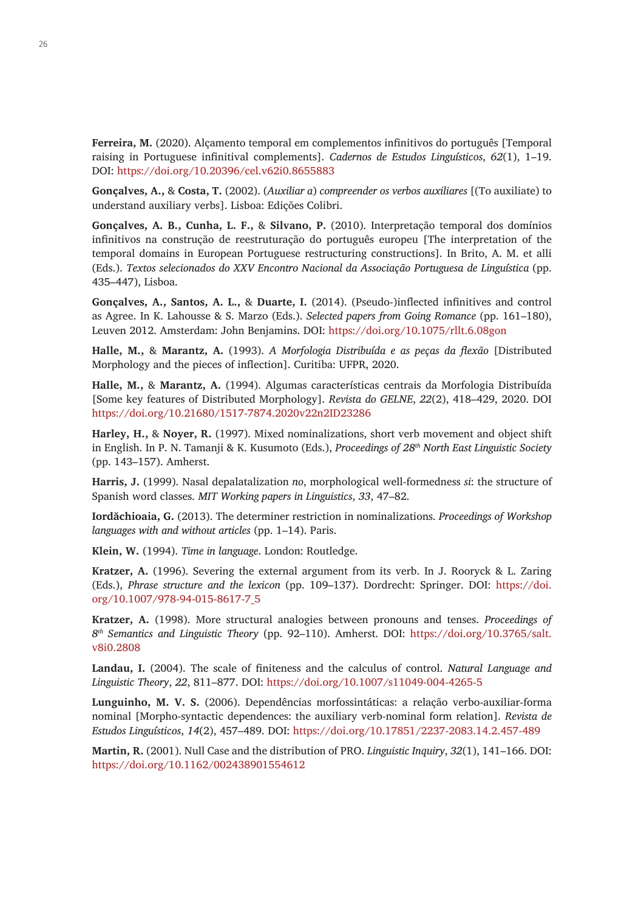**Ferreira, M.** (2020). Alçamento temporal em complementos infinitivos do português [Temporal raising in Portuguese infinitival complements]. *Cadernos de Estudos Linguísticos*, *62*(1), 1–19. DOI: https://doi.org/10.20396/cel.v62i0.8655883

**Gonçalves, A.,** & **Costa, T.** (2002). (*Auxiliar a*) *compreender os verbos auxiliares* [(To auxiliate) to understand auxiliary verbs]. Lisboa: Edições Colibri.

**Gonçalves, A. B., Cunha, L. F.,** & **Silvano, P.** (2010). Interpretação temporal dos domínios infinitivos na construção de reestruturação do português europeu [The interpretation of the temporal domains in European Portuguese restructuring constructions]. In Brito, A. M. et alli (Eds.). *Textos selecionados do XXV Encontro Nacional da Associação Portuguesa de Linguística* (pp. 435–447), Lisboa.

**Gonçalves, A., Santos, A. L.,** & **Duarte, I.** (2014). (Pseudo-)inflected infinitives and control as Agree. In K. Lahousse & S. Marzo (Eds.). *Selected papers from Going Romance* (pp. 161–180), Leuven 2012. Amsterdam: John Benjamins. DOI: https://doi.org/10.1075/rllt.6.08gon

**Halle, M.,** & **Marantz, A.** (1993). *A Morfologia Distribuída e as peças da flexão* [Distributed Morphology and the pieces of inflection]. Curitiba: UFPR, 2020.

**Halle, M.,** & **Marantz, A.** (1994). Algumas características centrais da Morfologia Distribuída [Some key features of Distributed Morphology]. *Revista do GELNE*, *22*(2), 418–429, 2020. DOI https://doi.org/10.21680/1517-7874.2020v22n2ID23286

**Harley, H.,** & **Noyer, R.** (1997). Mixed nominalizations, short verb movement and object shift in English. In P. N. Tamanji & K. Kusumoto (Eds.), *Proceedings of 28th North East Linguistic Society* (pp. 143–157). Amherst.

**Harris, J.** (1999). Nasal depalatalization *no*, morphological well-formedness *si*: the structure of Spanish word classes. *MIT Working papers in Linguistics*, *33*, 47–82.

**Iordăchioaia, G.** (2013). The determiner restriction in nominalizations. *Proceedings of Workshop languages with and without articles* (pp. 1–14). Paris.

**Klein, W.** (1994). *Time in language*. London: Routledge.

**Kratzer, A.** (1996). Severing the external argument from its verb. In J. Rooryck & L. Zaring (Eds.), *Phrase structure and the lexicon* (pp. 109–137). Dordrecht: Springer. DOI: https://doi.org/10.1007/978-94-015-8617-7_5

**Kratzer, A.** (1998). More structural analogies between pronouns and tenses. *Proceedings of 8th Semantics and Linguistic Theory* (pp. 92–110). Amherst. DOI: https://doi.org/10.3765/salt.v8i0.2808

**Landau, I.** (2004). The scale of finiteness and the calculus of control. *Natural Language and Linguistic Theory*, *22*, 811–877. DOI: https://doi.org/10.1007/s11049-004-4265-5

**Lunguinho, M. V. S.** (2006). Dependências morfossintáticas: a relação verbo-auxiliar-forma nominal [Morpho-syntactic dependences: the auxiliary verb-nominal form relation]. *Revista de Estudos Linguísticos*, *14*(2), 457–489. DOI: https://doi.org/10.17851/2237-2083.14.2.457-489

**Martin, R.** (2001). Null Case and the distribution of PRO. *Linguistic Inquiry*, *32*(1), 141–166. DOI: https://doi.org/10.1162/002438901554612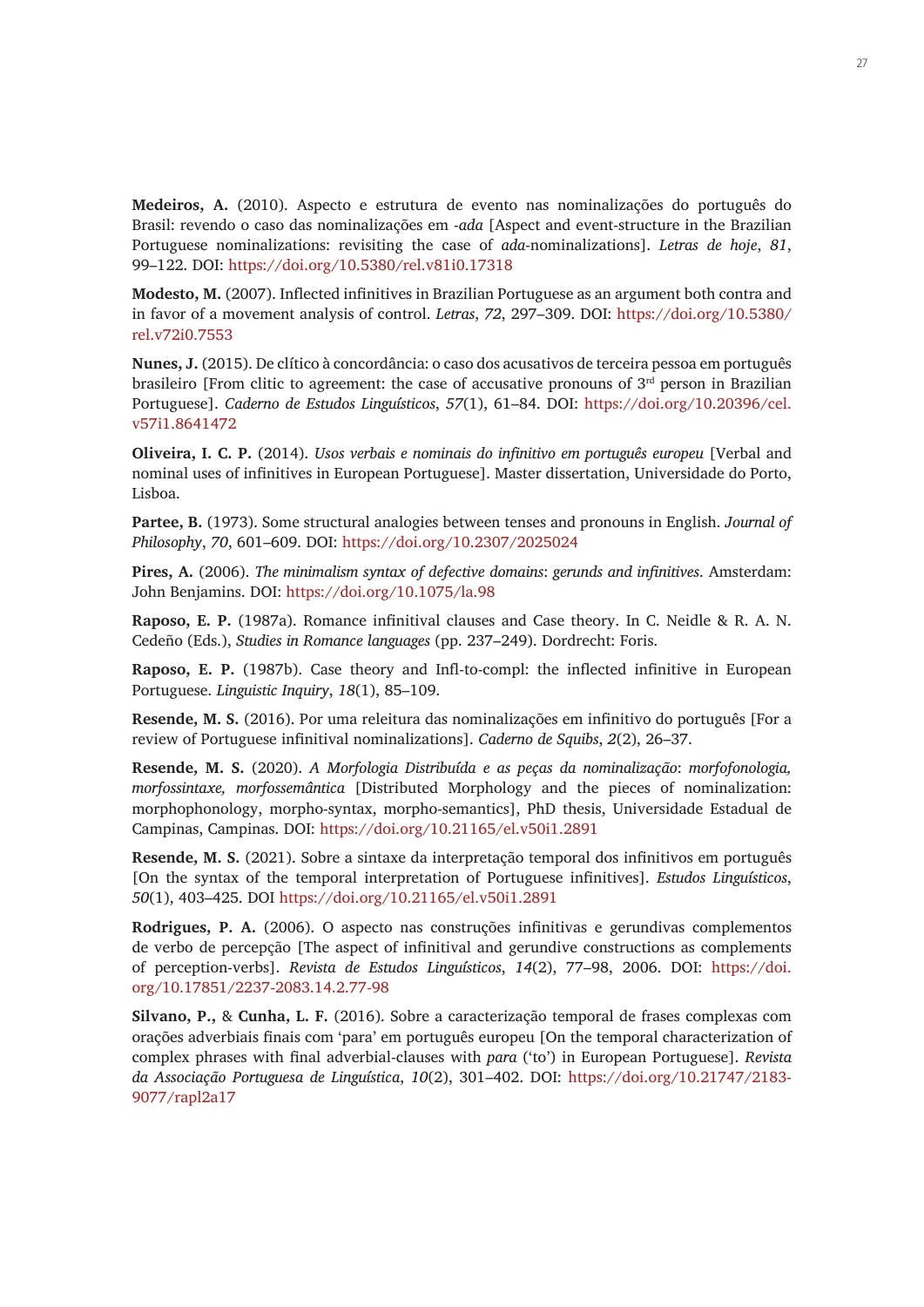**Medeiros, A.** (2010). Aspecto e estrutura de evento nas nominalizações do português do Brasil: revendo o caso das nominalizações em *-ada* [Aspect and event-structure in the Brazilian Portuguese nominalizations: revisiting the case of *ada*-nominalizations]. *Letras de hoje*, *81*, 99–122. DOI: https://doi.org/10.5380/rel.v81i0.17318

**Modesto, M.** (2007). Inflected infinitives in Brazilian Portuguese as an argument both contra and in favor of a movement analysis of control. *Letras*, *72*, 297–309. DOI: https://doi.org/10.5380/rel.v72i0.7553

**Nunes, J.** (2015). De clítico à concordância: o caso dos acusativos de terceira pessoa em português brasileiro [From clitic to agreement: the case of accusative pronouns of 3rd person in Brazilian Portuguese]. *Caderno de Estudos Linguísticos*, *57*(1), 61–84. DOI: https://doi.org/10.20396/cel.v57i1.8641472

**Oliveira, I. C. P.** (2014). *Usos verbais e nominais do infinitivo em português europeu* [Verbal and nominal uses of infinitives in European Portuguese]. Master dissertation, Universidade do Porto, Lisboa.

**Partee, B.** (1973). Some structural analogies between tenses and pronouns in English. *Journal of Philosophy*, *70*, 601–609. DOI: https://doi.org/10.2307/2025024

**Pires, A.** (2006). *The minimalism syntax of defective domains*: *gerunds and infinitives*. Amsterdam: John Benjamins. DOI: https://doi.org/10.1075/la.98

**Raposo, E. P.** (1987a). Romance infinitival clauses and Case theory. In C. Neidle & R. A. N. Cedeño (Eds.), *Studies in Romance languages* (pp. 237–249). Dordrecht: Foris.

**Raposo, E. P.** (1987b). Case theory and Infl-to-compl: the inflected infinitive in European Portuguese. *Linguistic Inquiry*, *18*(1), 85–109.

**Resende, M. S.** (2016). Por uma releitura das nominalizações em infinitivo do português [For a review of Portuguese infinitival nominalizations]. *Caderno de Squibs*, *2*(2), 26–37.

**Resende, M. S.** (2020). *A Morfologia Distribuída e as peças da nominalização*: *morfofonologia, morfossintaxe, morfossemântica* [Distributed Morphology and the pieces of nominalization: morphophonology, morpho-syntax, morpho-semantics], PhD thesis, Universidade Estadual de Campinas, Campinas. DOI: https://doi.org/10.21165/el.v50i1.2891

**Resende, M. S.** (2021). Sobre a sintaxe da interpretação temporal dos infinitivos em português [On the syntax of the temporal interpretation of Portuguese infinitives]. *Estudos Linguísticos*, *50*(1), 403–425. DOI https://doi.org/10.21165/el.v50i1.2891

**Rodrigues, P. A.** (2006). O aspecto nas construções infinitivas e gerundivas complementos de verbo de percepção [The aspect of infinitival and gerundive constructions as complements of perception-verbs]. *Revista de Estudos Linguísticos*, *14*(2), 77–98, 2006. DOI: https://doi.org/10.17851/2237-2083.14.2.77-98

**Silvano, P.,** & **Cunha, L. F.** (2016). Sobre a caracterização temporal de frases complexas com orações adverbiais finais com 'para' em português europeu [On the temporal characterization of complex phrases with final adverbial-clauses with *para* ('to') in European Portuguese]. *Revista da Associação Portuguesa de Linguística*, *10*(2), 301–402. DOI: https://doi.org/10.21747/2183-9077/rapl2a17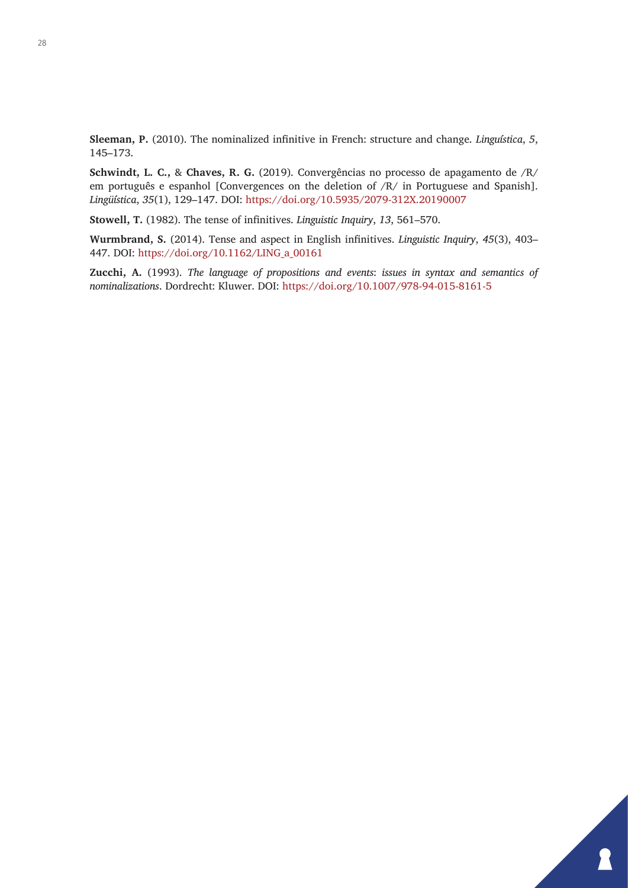**Sleeman, P.** (2010). The nominalized infinitive in French: structure and change. *Linguística*, *5*, 145–173.

**Schwindt, L. C.,** & **Chaves, R. G.** (2019). Convergências no processo de apagamento de /R/ em português e espanhol [Convergences on the deletion of /R/ in Portuguese and Spanish]. *Lingüística*, *35*(1), 129–147. DOI: https://doi.org/10.5935/2079-312X.20190007

**Stowell, T.** (1982). The tense of infinitives. *Linguistic Inquiry*, *13*, 561–570.

**Wurmbrand, S.** (2014). Tense and aspect in English infinitives. *Linguistic Inquiry*, *45*(3), 403–447. DOI: https://doi.org/10.1162/LING_a_00161

**Zucchi, A.** (1993). *The language of propositions and events: issues in syntax and semantics of nominalizations*. Dordrecht: Kluwer. DOI: https://doi.org/10.1007/978-94-015-8161-5